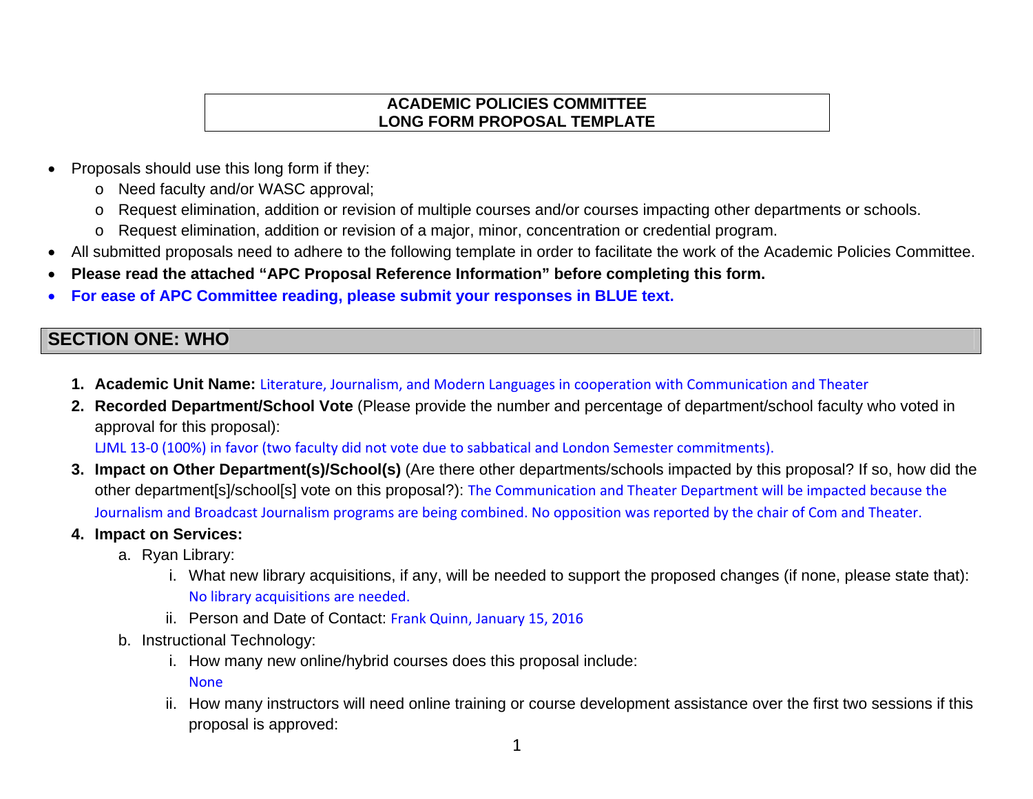# ACADEMIC POLICIES COMMITTEE
# LONG FORM PROPOSAL TEMPLATE

- Proposals should use this long form if they:
  - Need faculty and/or WASC approval;
  - Request elimination, addition or revision of multiple courses and/or courses impacting other departments or schools.
  - Request elimination, addition or revision of a major, minor, concentration or credential program.
- All submitted proposals need to adhere to the following template in order to facilitate the work of the Academic Policies Committee.
- **Please read the attached "APC Proposal Reference Information" before completing this form.**
- **For ease of APC Committee reading, please submit your responses in BLUE text.**

## SECTION ONE: WHO

1. **Academic Unit Name:** Literature, Journalism, and Modern Languages in cooperation with Communication and Theater
2. **Recorded Department/School Vote** (Please provide the number and percentage of department/school faculty who voted in approval for this proposal):
   LJML 13-0 (100%) in favor (two faculty did not vote due to sabbatical and London Semester commitments).
3. **Impact on Other Department(s)/School(s)** (Are there other departments/schools impacted by this proposal? If so, how did the other department[s]/school[s] vote on this proposal?): The Communication and Theater Department will be impacted because the Journalism and Broadcast Journalism programs are being combined. No opposition was reported by the chair of Com and Theater.
4. **Impact on Services:**
   a. Ryan Library:
      i. What new library acquisitions, if any, will be needed to support the proposed changes (if none, please state that): No library acquisitions are needed.
      ii. Person and Date of Contact: Frank Quinn, January 15, 2016
   b. Instructional Technology:
      i. How many new online/hybrid courses does this proposal include:
         None
      ii. How many instructors will need online training or course development assistance over the first two sessions if this proposal is approved: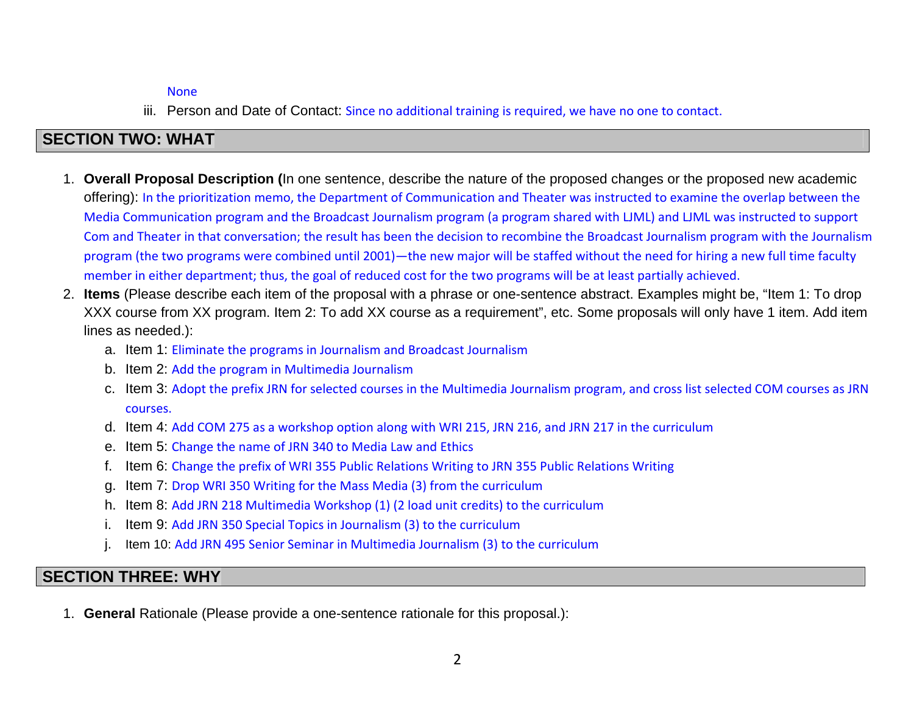None

iii. Person and Date of Contact: Since no additional training is required, we have no one to contact.

## SECTION TWO: WHAT

1. **Overall Proposal Description (**In one sentence, describe the nature of the proposed changes or the proposed new academic offering): In the prioritization memo, the Department of Communication and Theater was instructed to examine the overlap between the Media Communication program and the Broadcast Journalism program (a program shared with LJML) and LJML was instructed to support Com and Theater in that conversation; the result has been the decision to recombine the Broadcast Journalism program with the Journalism program (the two programs were combined until 2001)—the new major will be staffed without the need for hiring a new full time faculty member in either department; thus, the goal of reduced cost for the two programs will be at least partially achieved.
2. **Items** (Please describe each item of the proposal with a phrase or one-sentence abstract. Examples might be, "Item 1: To drop XXX course from XX program. Item 2: To add XX course as a requirement", etc. Some proposals will only have 1 item. Add item lines as needed.):
   a. Item 1: Eliminate the programs in Journalism and Broadcast Journalism
   b. Item 2: Add the program in Multimedia Journalism
   c. Item 3: Adopt the prefix JRN for selected courses in the Multimedia Journalism program, and cross list selected COM courses as JRN courses.
   d. Item 4: Add COM 275 as a workshop option along with WRI 215, JRN 216, and JRN 217 in the curriculum
   e. Item 5: Change the name of JRN 340 to Media Law and Ethics
   f. Item 6: Change the prefix of WRI 355 Public Relations Writing to JRN 355 Public Relations Writing
   g. Item 7: Drop WRI 350 Writing for the Mass Media (3) from the curriculum
   h. Item 8: Add JRN 218 Multimedia Workshop (1) (2 load unit credits) to the curriculum
   i. Item 9: Add JRN 350 Special Topics in Journalism (3) to the curriculum
   j. Item 10: Add JRN 495 Senior Seminar in Multimedia Journalism (3) to the curriculum

## SECTION THREE: WHY

1. **General** Rationale (Please provide a one-sentence rationale for this proposal.):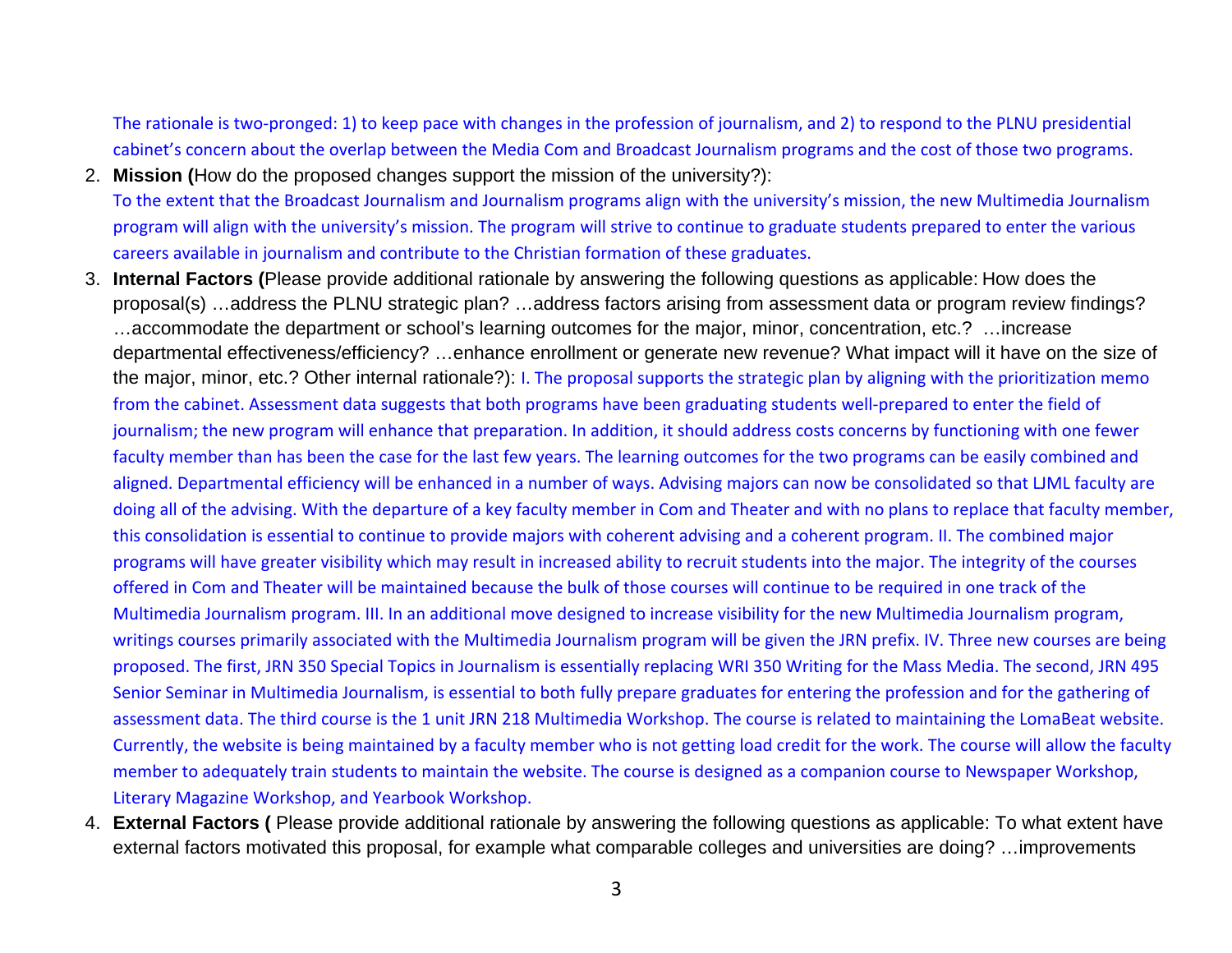The rationale is two-pronged: 1) to keep pace with changes in the profession of journalism, and 2) to respond to the PLNU presidential cabinet's concern about the overlap between the Media Com and Broadcast Journalism programs and the cost of those two programs.

2. **Mission (**How do the proposed changes support the mission of the university?):
   To the extent that the Broadcast Journalism and Journalism programs align with the university's mission, the new Multimedia Journalism program will align with the university's mission. The program will strive to continue to graduate students prepared to enter the various careers available in journalism and contribute to the Christian formation of these graduates.

3. **Internal Factors (**Please provide additional rationale by answering the following questions as applicable: How does the proposal(s) …address the PLNU strategic plan? …address factors arising from assessment data or program review findings? …accommodate the department or school's learning outcomes for the major, minor, concentration, etc.? …increase departmental effectiveness/efficiency? …enhance enrollment or generate new revenue? What impact will it have on the size of the major, minor, etc.? Other internal rationale?): I. The proposal supports the strategic plan by aligning with the prioritization memo from the cabinet. Assessment data suggests that both programs have been graduating students well-prepared to enter the field of journalism; the new program will enhance that preparation. In addition, it should address costs concerns by functioning with one fewer faculty member than has been the case for the last few years. The learning outcomes for the two programs can be easily combined and aligned. Departmental efficiency will be enhanced in a number of ways. Advising majors can now be consolidated so that LJML faculty are doing all of the advising. With the departure of a key faculty member in Com and Theater and with no plans to replace that faculty member, this consolidation is essential to continue to provide majors with coherent advising and a coherent program. II. The combined major programs will have greater visibility which may result in increased ability to recruit students into the major. The integrity of the courses offered in Com and Theater will be maintained because the bulk of those courses will continue to be required in one track of the Multimedia Journalism program. III. In an additional move designed to increase visibility for the new Multimedia Journalism program, writings courses primarily associated with the Multimedia Journalism program will be given the JRN prefix. IV. Three new courses are being proposed. The first, JRN 350 Special Topics in Journalism is essentially replacing WRI 350 Writing for the Mass Media. The second, JRN 495 Senior Seminar in Multimedia Journalism, is essential to both fully prepare graduates for entering the profession and for the gathering of assessment data. The third course is the 1 unit JRN 218 Multimedia Workshop. The course is related to maintaining the LomaBeat website. Currently, the website is being maintained by a faculty member who is not getting load credit for the work. The course will allow the faculty member to adequately train students to maintain the website. The course is designed as a companion course to Newspaper Workshop, Literary Magazine Workshop, and Yearbook Workshop.

4. **External Factors (** Please provide additional rationale by answering the following questions as applicable: To what extent have external factors motivated this proposal, for example what comparable colleges and universities are doing? …improvements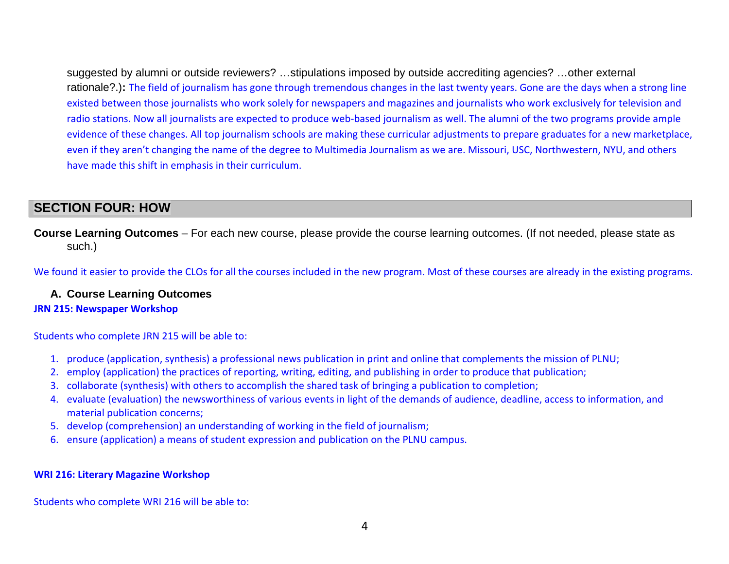suggested by alumni or outside reviewers? …stipulations imposed by outside accrediting agencies? …other external rationale?.)**:** The field of journalism has gone through tremendous changes in the last twenty years. Gone are the days when a strong line existed between those journalists who work solely for newspapers and magazines and journalists who work exclusively for television and radio stations. Now all journalists are expected to produce web-based journalism as well. The alumni of the two programs provide ample evidence of these changes. All top journalism schools are making these curricular adjustments to prepare graduates for a new marketplace, even if they aren't changing the name of the degree to Multimedia Journalism as we are. Missouri, USC, Northwestern, NYU, and others have made this shift in emphasis in their curriculum.

## SECTION FOUR: HOW

**Course Learning Outcomes** – For each new course, please provide the course learning outcomes. (If not needed, please state as such.)

We found it easier to provide the CLOs for all the courses included in the new program. Most of these courses are already in the existing programs.

### A. Course Learning Outcomes

**JRN 215: Newspaper Workshop**

Students who complete JRN 215 will be able to:

1. produce (application, synthesis) a professional news publication in print and online that complements the mission of PLNU;
2. employ (application) the practices of reporting, writing, editing, and publishing in order to produce that publication;
3. collaborate (synthesis) with others to accomplish the shared task of bringing a publication to completion;
4. evaluate (evaluation) the newsworthiness of various events in light of the demands of audience, deadline, access to information, and material publication concerns;
5. develop (comprehension) an understanding of working in the field of journalism;
6. ensure (application) a means of student expression and publication on the PLNU campus.

**WRI 216: Literary Magazine Workshop**

Students who complete WRI 216 will be able to: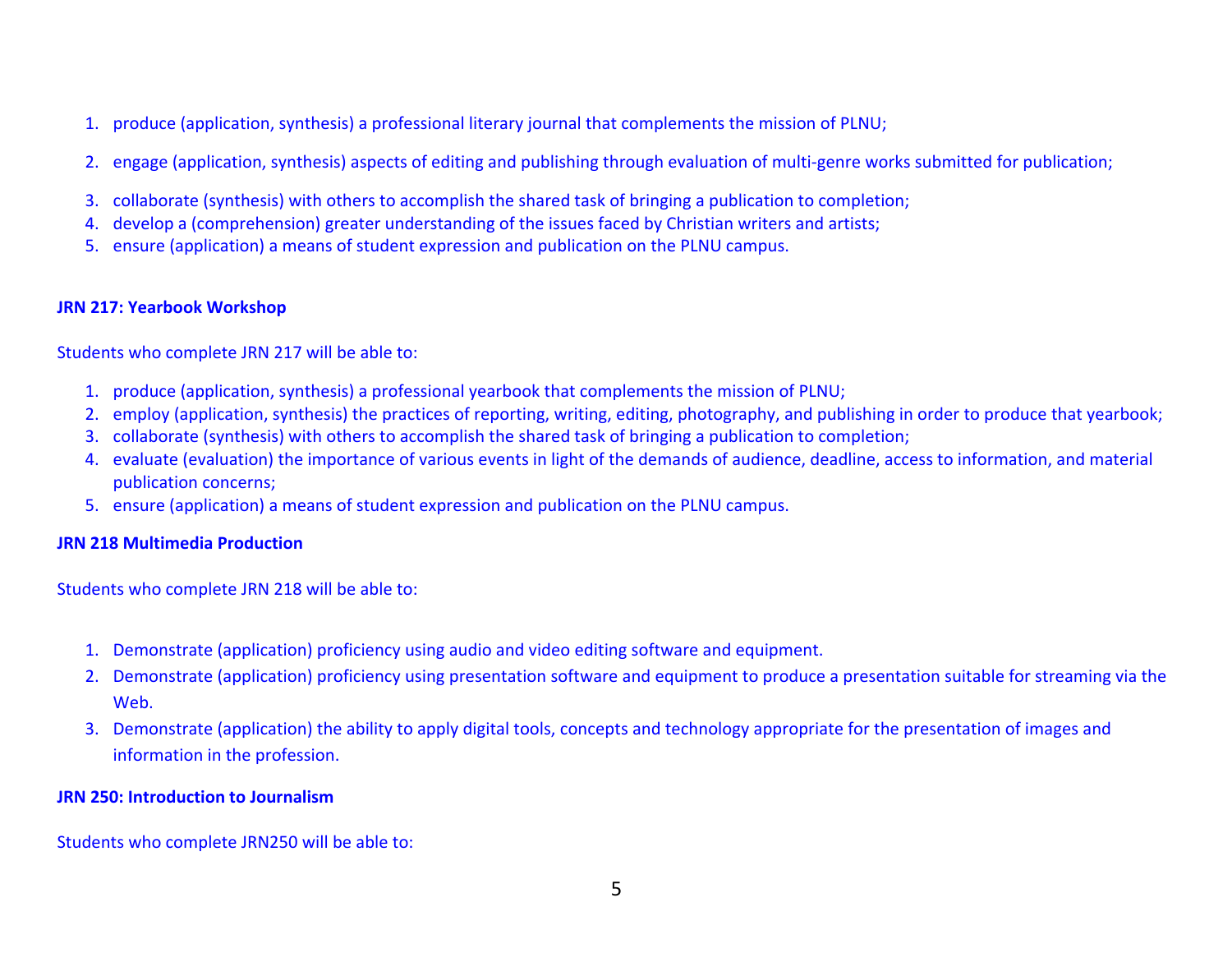1. produce (application, synthesis) a professional literary journal that complements the mission of PLNU;
2. engage (application, synthesis) aspects of editing and publishing through evaluation of multi-genre works submitted for publication;
3. collaborate (synthesis) with others to accomplish the shared task of bringing a publication to completion;
4. develop a (comprehension) greater understanding of the issues faced by Christian writers and artists;
5. ensure (application) a means of student expression and publication on the PLNU campus.

**JRN 217: Yearbook Workshop**

Students who complete JRN 217 will be able to:

1. produce (application, synthesis) a professional yearbook that complements the mission of PLNU;
2. employ (application, synthesis) the practices of reporting, writing, editing, photography, and publishing in order to produce that yearbook;
3. collaborate (synthesis) with others to accomplish the shared task of bringing a publication to completion;
4. evaluate (evaluation) the importance of various events in light of the demands of audience, deadline, access to information, and material publication concerns;
5. ensure (application) a means of student expression and publication on the PLNU campus.

**JRN 218 Multimedia Production**

Students who complete JRN 218 will be able to:

1. Demonstrate (application) proficiency using audio and video editing software and equipment.
2. Demonstrate (application) proficiency using presentation software and equipment to produce a presentation suitable for streaming via the Web.
3. Demonstrate (application) the ability to apply digital tools, concepts and technology appropriate for the presentation of images and information in the profession.

**JRN 250: Introduction to Journalism**

Students who complete JRN250 will be able to: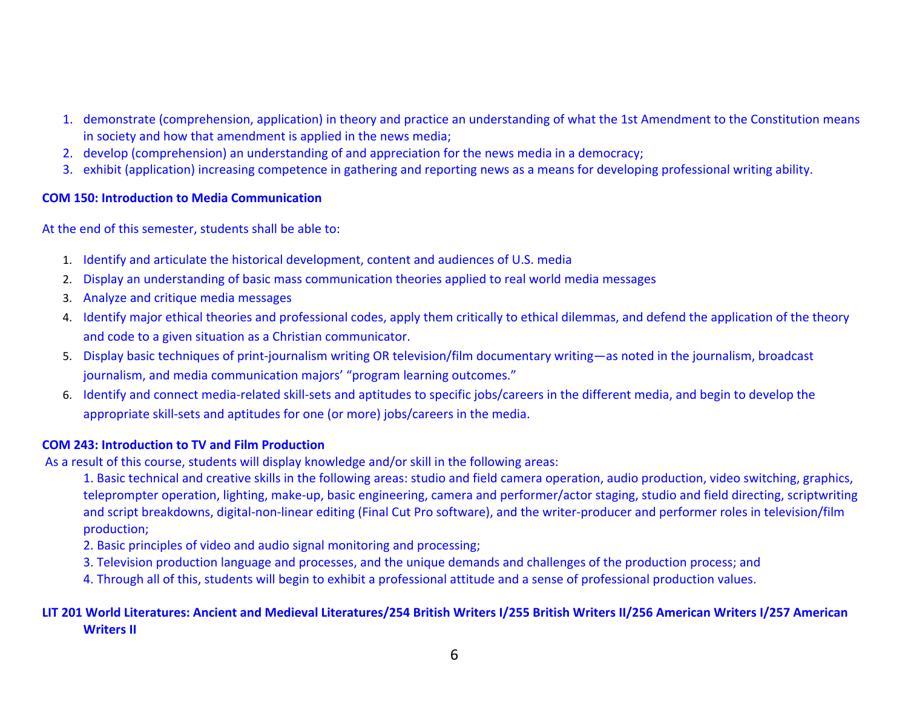1. demonstrate (comprehension, application) in theory and practice an understanding of what the 1st Amendment to the Constitution means in society and how that amendment is applied in the news media;
2. develop (comprehension) an understanding of and appreciation for the news media in a democracy;
3. exhibit (application) increasing competence in gathering and reporting news as a means for developing professional writing ability.

**COM 150: Introduction to Media Communication**

At the end of this semester, students shall be able to:

1. Identify and articulate the historical development, content and audiences of U.S. media
2. Display an understanding of basic mass communication theories applied to real world media messages
3. Analyze and critique media messages
4. Identify major ethical theories and professional codes, apply them critically to ethical dilemmas, and defend the application of the theory and code to a given situation as a Christian communicator.
5. Display basic techniques of print-journalism writing OR television/film documentary writing—as noted in the journalism, broadcast journalism, and media communication majors' "program learning outcomes."
6. Identify and connect media-related skill-sets and aptitudes to specific jobs/careers in the different media, and begin to develop the appropriate skill-sets and aptitudes for one (or more) jobs/careers in the media.

**COM 243: Introduction to TV and Film Production**

As a result of this course, students will display knowledge and/or skill in the following areas:

1. Basic technical and creative skills in the following areas: studio and field camera operation, audio production, video switching, graphics, teleprompter operation, lighting, make-up, basic engineering, camera and performer/actor staging, studio and field directing, scriptwriting and script breakdowns, digital-non-linear editing (Final Cut Pro software), and the writer-producer and performer roles in television/film production;
2. Basic principles of video and audio signal monitoring and processing;
3. Television production language and processes, and the unique demands and challenges of the production process; and
4. Through all of this, students will begin to exhibit a professional attitude and a sense of professional production values.

**LIT 201 World Literatures: Ancient and Medieval Literatures/254 British Writers I/255 British Writers II/256 American Writers I/257 American Writers II**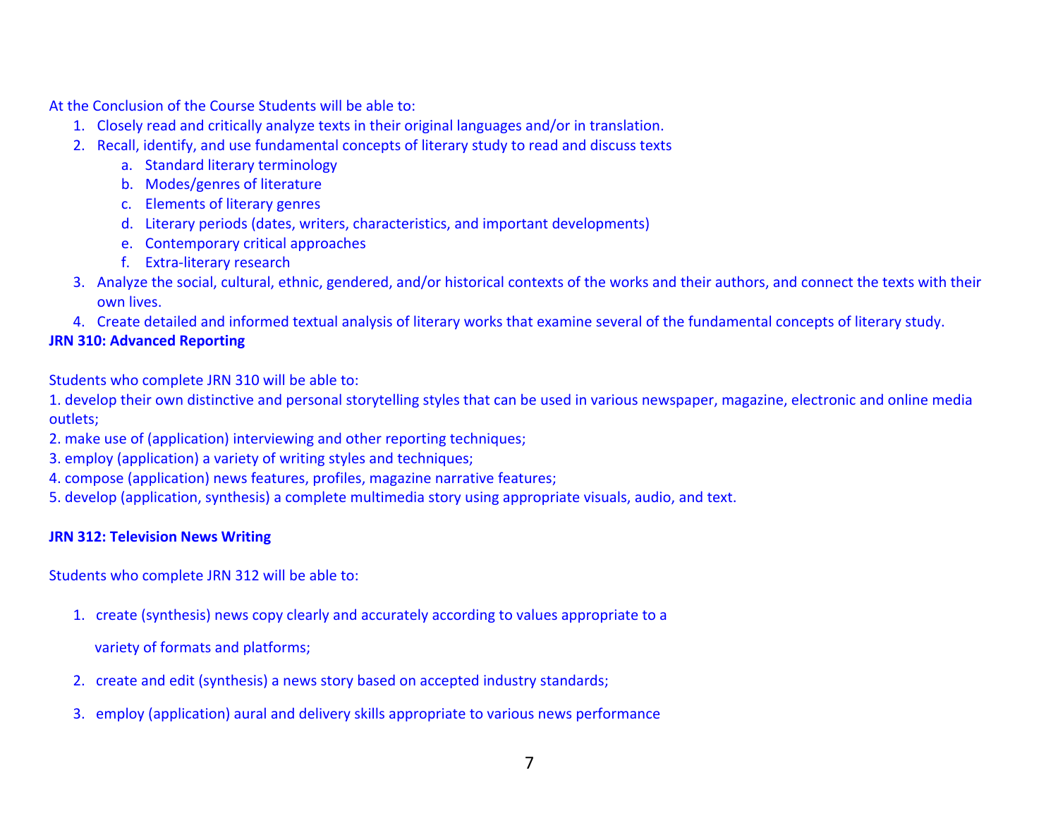At the Conclusion of the Course Students will be able to:

1. Closely read and critically analyze texts in their original languages and/or in translation.
2. Recall, identify, and use fundamental concepts of literary study to read and discuss texts
   a. Standard literary terminology
   b. Modes/genres of literature
   c. Elements of literary genres
   d. Literary periods (dates, writers, characteristics, and important developments)
   e. Contemporary critical approaches
   f. Extra-literary research
3. Analyze the social, cultural, ethnic, gendered, and/or historical contexts of the works and their authors, and connect the texts with their own lives.
4. Create detailed and informed textual analysis of literary works that examine several of the fundamental concepts of literary study.

**JRN 310: Advanced Reporting**

Students who complete JRN 310 will be able to:

1. develop their own distinctive and personal storytelling styles that can be used in various newspaper, magazine, electronic and online media outlets;
2. make use of (application) interviewing and other reporting techniques;
3. employ (application) a variety of writing styles and techniques;
4. compose (application) news features, profiles, magazine narrative features;
5. develop (application, synthesis) a complete multimedia story using appropriate visuals, audio, and text.

**JRN 312: Television News Writing**

Students who complete JRN 312 will be able to:

1. create (synthesis) news copy clearly and accurately according to values appropriate to a variety of formats and platforms;
2. create and edit (synthesis) a news story based on accepted industry standards;
3. employ (application) aural and delivery skills appropriate to various news performance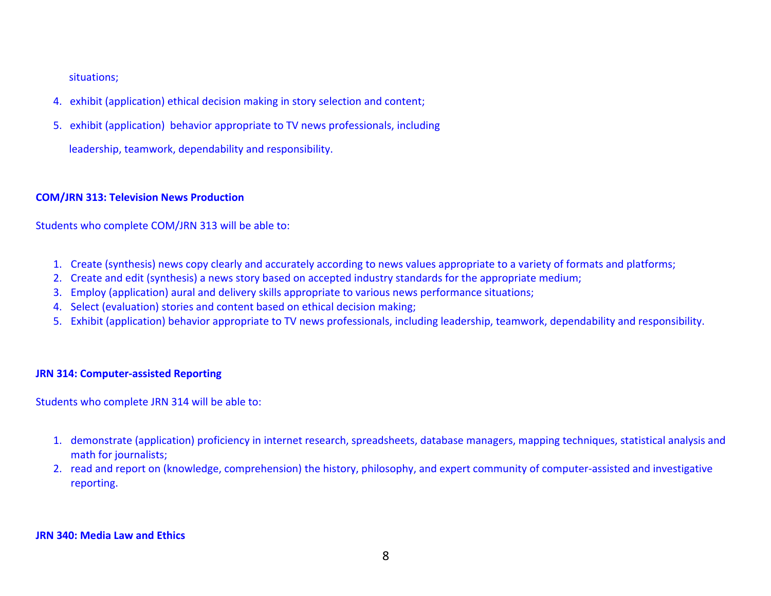situations;

4. exhibit (application) ethical decision making in story selection and content;
5. exhibit (application) behavior appropriate to TV news professionals, including leadership, teamwork, dependability and responsibility.

**COM/JRN 313: Television News Production**

Students who complete COM/JRN 313 will be able to:

1. Create (synthesis) news copy clearly and accurately according to news values appropriate to a variety of formats and platforms;
2. Create and edit (synthesis) a news story based on accepted industry standards for the appropriate medium;
3. Employ (application) aural and delivery skills appropriate to various news performance situations;
4. Select (evaluation) stories and content based on ethical decision making;
5. Exhibit (application) behavior appropriate to TV news professionals, including leadership, teamwork, dependability and responsibility.

**JRN 314: Computer-assisted Reporting**

Students who complete JRN 314 will be able to:

1. demonstrate (application) proficiency in internet research, spreadsheets, database managers, mapping techniques, statistical analysis and math for journalists;
2. read and report on (knowledge, comprehension) the history, philosophy, and expert community of computer-assisted and investigative reporting.

**JRN 340: Media Law and Ethics**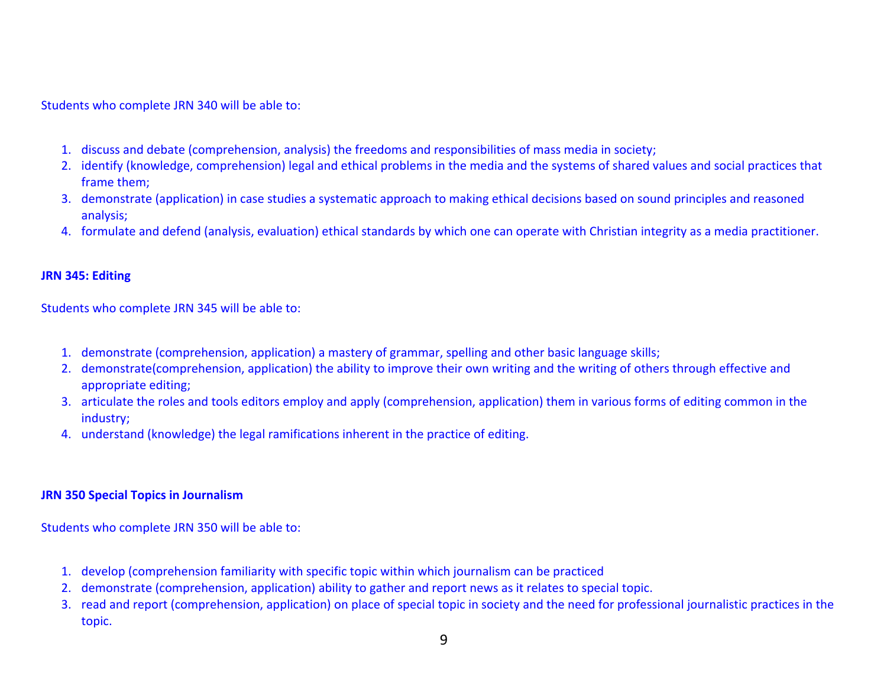Students who complete JRN 340 will be able to:

1. discuss and debate (comprehension, analysis) the freedoms and responsibilities of mass media in society;
2. identify (knowledge, comprehension) legal and ethical problems in the media and the systems of shared values and social practices that frame them;
3. demonstrate (application) in case studies a systematic approach to making ethical decisions based on sound principles and reasoned analysis;
4. formulate and defend (analysis, evaluation) ethical standards by which one can operate with Christian integrity as a media practitioner.

**JRN 345: Editing**

Students who complete JRN 345 will be able to:

1. demonstrate (comprehension, application) a mastery of grammar, spelling and other basic language skills;
2. demonstrate(comprehension, application) the ability to improve their own writing and the writing of others through effective and appropriate editing;
3. articulate the roles and tools editors employ and apply (comprehension, application) them in various forms of editing common in the industry;
4. understand (knowledge) the legal ramifications inherent in the practice of editing.

**JRN 350 Special Topics in Journalism**

Students who complete JRN 350 will be able to:

1. develop (comprehension familiarity with specific topic within which journalism can be practiced
2. demonstrate (comprehension, application) ability to gather and report news as it relates to special topic.
3. read and report (comprehension, application) on place of special topic in society and the need for professional journalistic practices in the topic.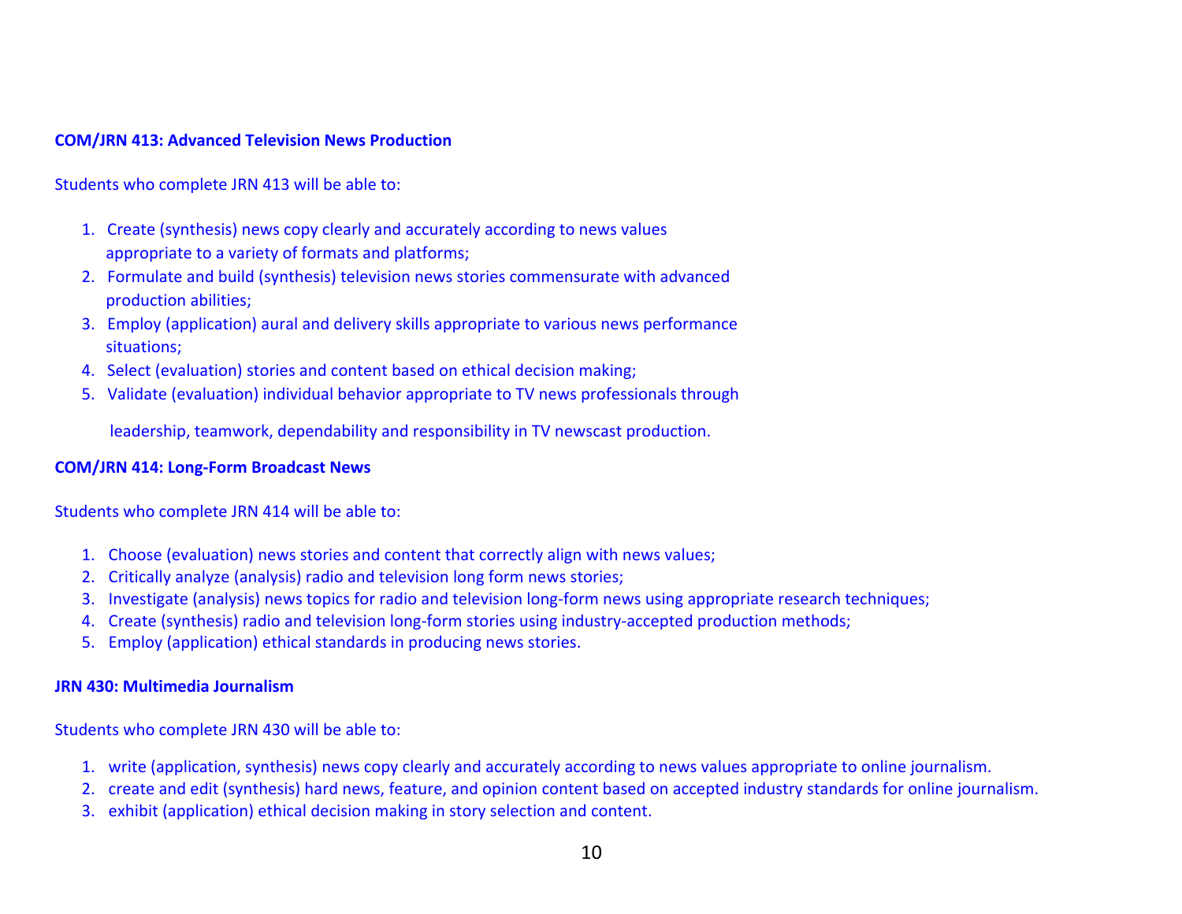**COM/JRN 413: Advanced Television News Production**

Students who complete JRN 413 will be able to:

1. Create (synthesis) news copy clearly and accurately according to news values appropriate to a variety of formats and platforms;
2. Formulate and build (synthesis) television news stories commensurate with advanced production abilities;
3. Employ (application) aural and delivery skills appropriate to various news performance situations;
4. Select (evaluation) stories and content based on ethical decision making;
5. Validate (evaluation) individual behavior appropriate to TV news professionals through leadership, teamwork, dependability and responsibility in TV newscast production.

**COM/JRN 414: Long-Form Broadcast News**

Students who complete JRN 414 will be able to:

1. Choose (evaluation) news stories and content that correctly align with news values;
2. Critically analyze (analysis) radio and television long form news stories;
3. Investigate (analysis) news topics for radio and television long-form news using appropriate research techniques;
4. Create (synthesis) radio and television long-form stories using industry-accepted production methods;
5. Employ (application) ethical standards in producing news stories.

**JRN 430: Multimedia Journalism**

Students who complete JRN 430 will be able to:

1. write (application, synthesis) news copy clearly and accurately according to news values appropriate to online journalism.
2. create and edit (synthesis) hard news, feature, and opinion content based on accepted industry standards for online journalism.
3. exhibit (application) ethical decision making in story selection and content.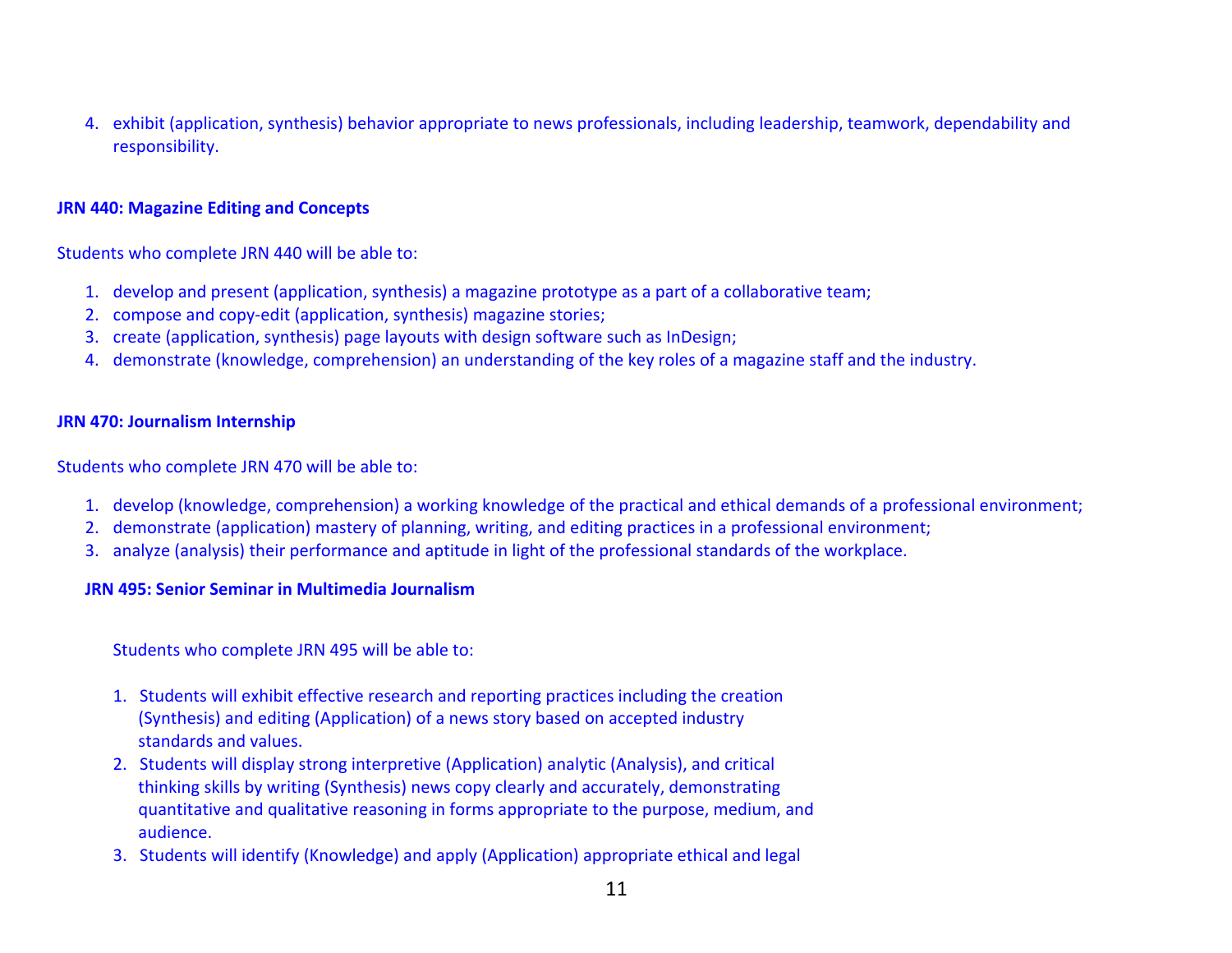4. exhibit (application, synthesis) behavior appropriate to news professionals, including leadership, teamwork, dependability and responsibility.

**JRN 440: Magazine Editing and Concepts**

Students who complete JRN 440 will be able to:

1. develop and present (application, synthesis) a magazine prototype as a part of a collaborative team;
2. compose and copy-edit (application, synthesis) magazine stories;
3. create (application, synthesis) page layouts with design software such as InDesign;
4. demonstrate (knowledge, comprehension) an understanding of the key roles of a magazine staff and the industry.

**JRN 470: Journalism Internship**

Students who complete JRN 470 will be able to:

1. develop (knowledge, comprehension) a working knowledge of the practical and ethical demands of a professional environment;
2. demonstrate (application) mastery of planning, writing, and editing practices in a professional environment;
3. analyze (analysis) their performance and aptitude in light of the professional standards of the workplace.

**JRN 495: Senior Seminar in Multimedia Journalism**

Students who complete JRN 495 will be able to:

1. Students will exhibit effective research and reporting practices including the creation (Synthesis) and editing (Application) of a news story based on accepted industry standards and values.
2. Students will display strong interpretive (Application) analytic (Analysis), and critical thinking skills by writing (Synthesis) news copy clearly and accurately, demonstrating quantitative and qualitative reasoning in forms appropriate to the purpose, medium, and audience.
3. Students will identify (Knowledge) and apply (Application) appropriate ethical and legal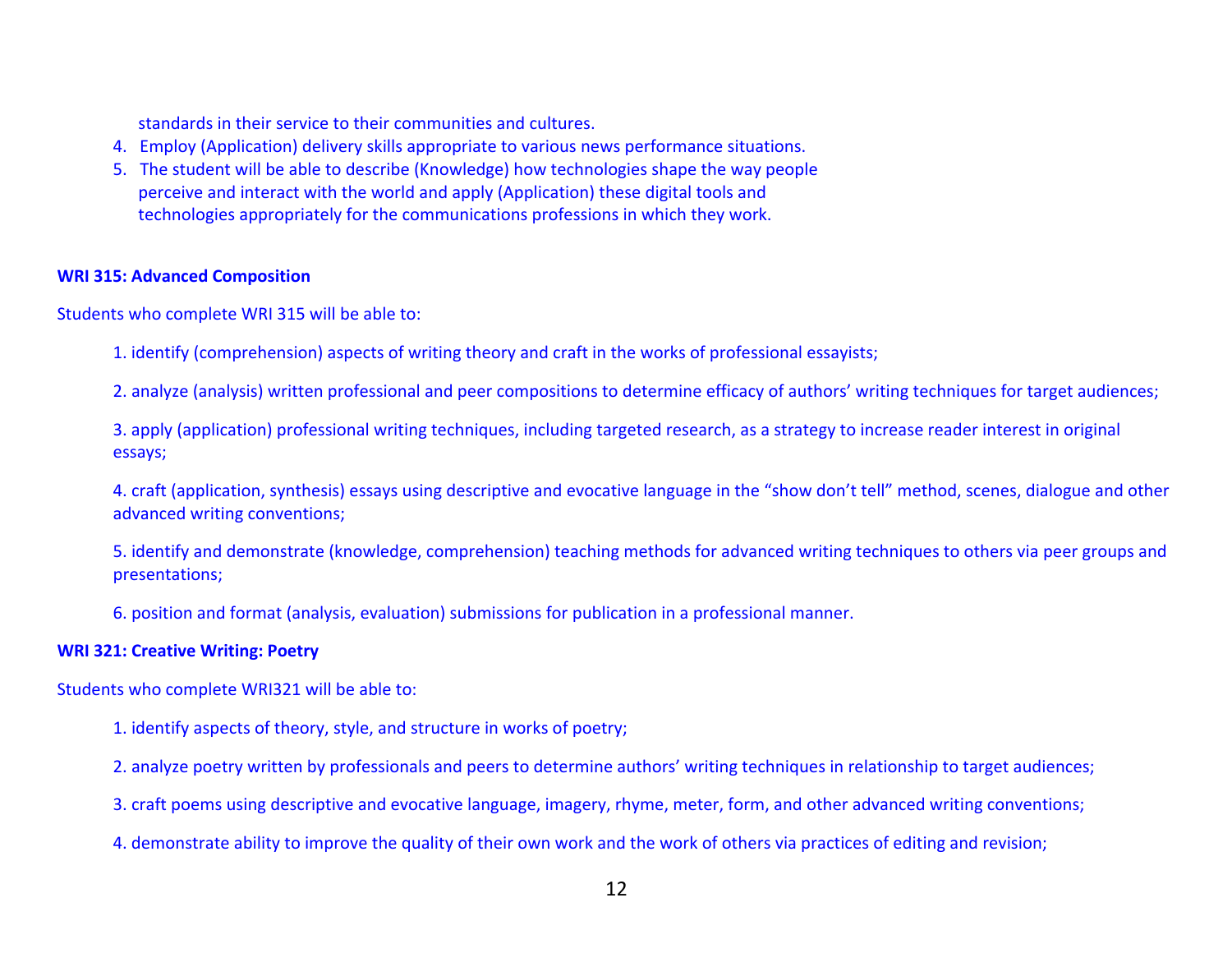standards in their service to their communities and cultures.

4. Employ (Application) delivery skills appropriate to various news performance situations.
5. The student will be able to describe (Knowledge) how technologies shape the way people perceive and interact with the world and apply (Application) these digital tools and technologies appropriately for the communications professions in which they work.

**WRI 315: Advanced Composition**

Students who complete WRI 315 will be able to:

1. identify (comprehension) aspects of writing theory and craft in the works of professional essayists;

2. analyze (analysis) written professional and peer compositions to determine efficacy of authors' writing techniques for target audiences;

3. apply (application) professional writing techniques, including targeted research, as a strategy to increase reader interest in original essays;

4. craft (application, synthesis) essays using descriptive and evocative language in the "show don't tell" method, scenes, dialogue and other advanced writing conventions;

5. identify and demonstrate (knowledge, comprehension) teaching methods for advanced writing techniques to others via peer groups and presentations;

6. position and format (analysis, evaluation) submissions for publication in a professional manner.

**WRI 321: Creative Writing: Poetry**

Students who complete WRI321 will be able to:

1. identify aspects of theory, style, and structure in works of poetry;

2. analyze poetry written by professionals and peers to determine authors' writing techniques in relationship to target audiences;

3. craft poems using descriptive and evocative language, imagery, rhyme, meter, form, and other advanced writing conventions;

4. demonstrate ability to improve the quality of their own work and the work of others via practices of editing and revision;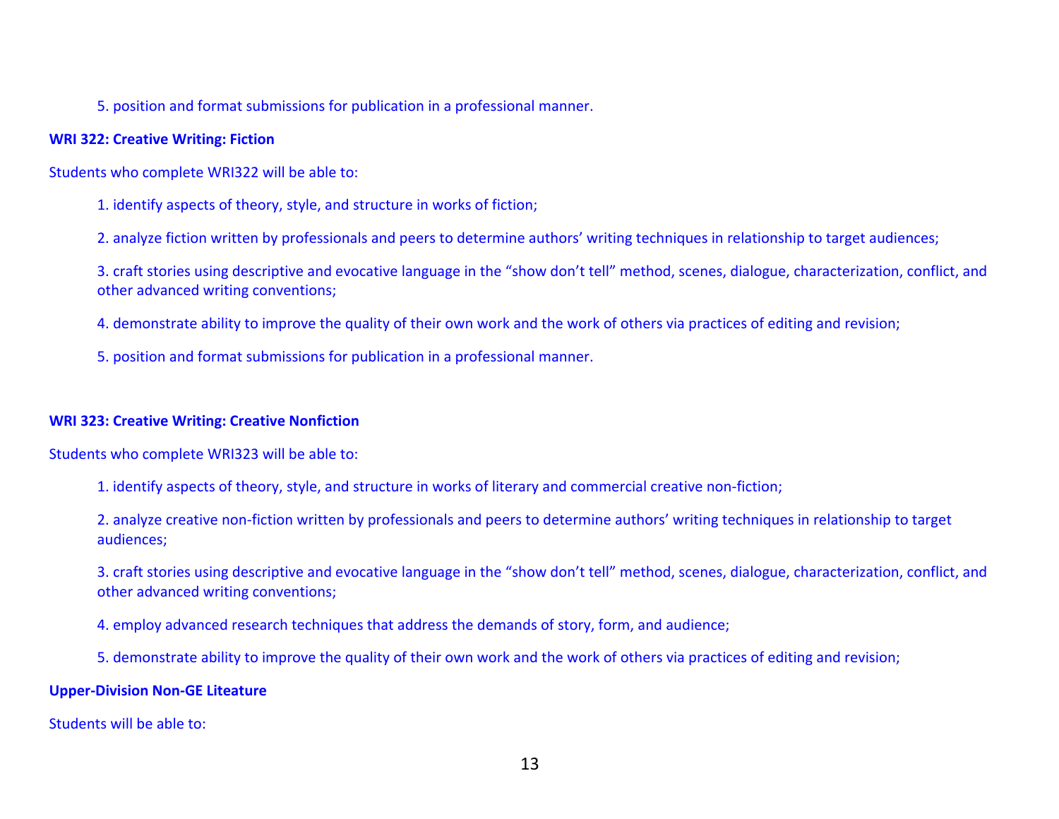5. position and format submissions for publication in a professional manner.

**WRI 322: Creative Writing: Fiction**

Students who complete WRI322 will be able to:

1. identify aspects of theory, style, and structure in works of fiction;

2. analyze fiction written by professionals and peers to determine authors' writing techniques in relationship to target audiences;

3. craft stories using descriptive and evocative language in the "show don't tell" method, scenes, dialogue, characterization, conflict, and other advanced writing conventions;

4. demonstrate ability to improve the quality of their own work and the work of others via practices of editing and revision;

5. position and format submissions for publication in a professional manner.

**WRI 323: Creative Writing: Creative Nonfiction**

Students who complete WRI323 will be able to:

1. identify aspects of theory, style, and structure in works of literary and commercial creative non-fiction;

2. analyze creative non-fiction written by professionals and peers to determine authors' writing techniques in relationship to target audiences;

3. craft stories using descriptive and evocative language in the "show don't tell" method, scenes, dialogue, characterization, conflict, and other advanced writing conventions;

4. employ advanced research techniques that address the demands of story, form, and audience;

5. demonstrate ability to improve the quality of their own work and the work of others via practices of editing and revision;

**Upper-Division Non-GE Liteature**

Students will be able to: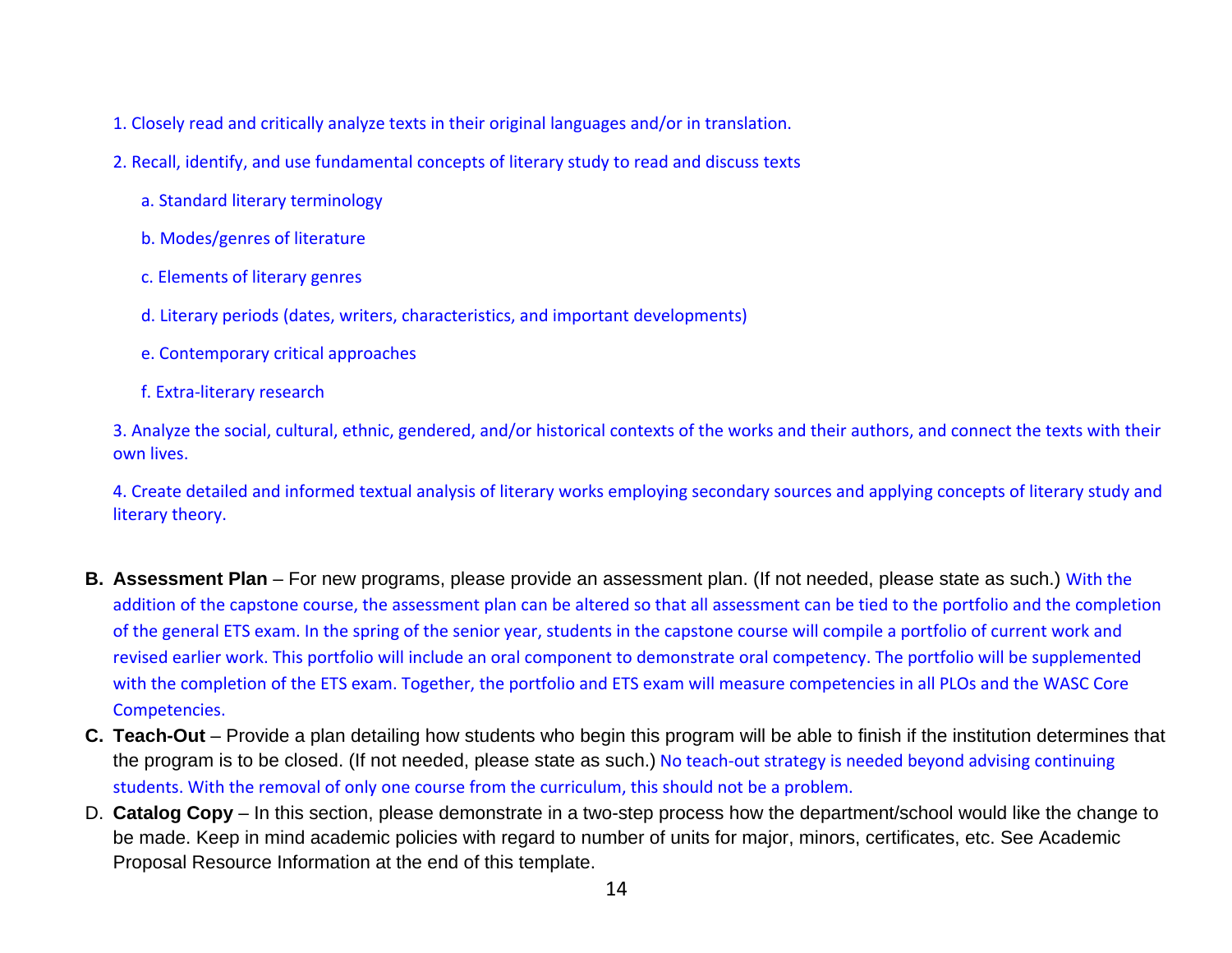1. Closely read and critically analyze texts in their original languages and/or in translation.

2. Recall, identify, and use fundamental concepts of literary study to read and discuss texts

   a. Standard literary terminology

   b. Modes/genres of literature

   c. Elements of literary genres

   d. Literary periods (dates, writers, characteristics, and important developments)

   e. Contemporary critical approaches

   f. Extra-literary research

3. Analyze the social, cultural, ethnic, gendered, and/or historical contexts of the works and their authors, and connect the texts with their own lives.

4. Create detailed and informed textual analysis of literary works employing secondary sources and applying concepts of literary study and literary theory.

**B. Assessment Plan** – For new programs, please provide an assessment plan. (If not needed, please state as such.) With the addition of the capstone course, the assessment plan can be altered so that all assessment can be tied to the portfolio and the completion of the general ETS exam. In the spring of the senior year, students in the capstone course will compile a portfolio of current work and revised earlier work. This portfolio will include an oral component to demonstrate oral competency. The portfolio will be supplemented with the completion of the ETS exam. Together, the portfolio and ETS exam will measure competencies in all PLOs and the WASC Core Competencies.

**C. Teach-Out** – Provide a plan detailing how students who begin this program will be able to finish if the institution determines that the program is to be closed. (If not needed, please state as such.) No teach-out strategy is needed beyond advising continuing students. With the removal of only one course from the curriculum, this should not be a problem.

D. **Catalog Copy** – In this section, please demonstrate in a two-step process how the department/school would like the change to be made. Keep in mind academic policies with regard to number of units for major, minors, certificates, etc. See Academic Proposal Resource Information at the end of this template.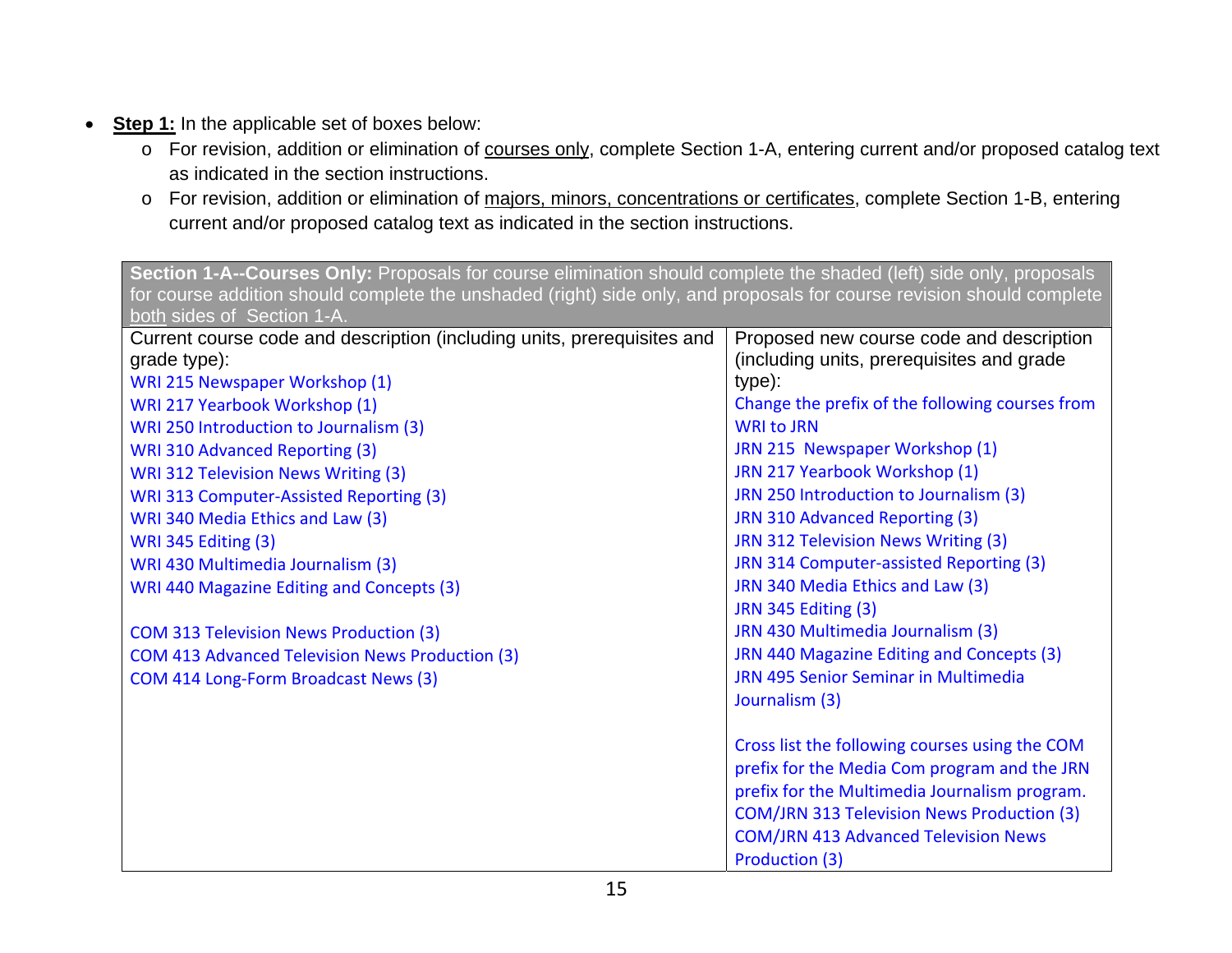- **Step 1:** In the applicable set of boxes below:
  - For revision, addition or elimination of courses only, complete Section 1-A, entering current and/or proposed catalog text as indicated in the section instructions.
  - For revision, addition or elimination of majors, minors, concentrations or certificates, complete Section 1-B, entering current and/or proposed catalog text as indicated in the section instructions.

| **Section 1-A--Courses Only:** Proposals for course elimination should complete the shaded (left) side only, proposals for course addition should complete the unshaded (right) side only, and proposals for course revision should complete both sides of Section 1-A. | |
|---|---|
| Current course code and description (including units, prerequisites and grade type):<br>WRI 215 Newspaper Workshop (1)<br>WRI 217 Yearbook Workshop (1)<br>WRI 250 Introduction to Journalism (3)<br>WRI 310 Advanced Reporting (3)<br>WRI 312 Television News Writing (3)<br>WRI 313 Computer-Assisted Reporting (3)<br>WRI 340 Media Ethics and Law (3)<br>WRI 345 Editing (3)<br>WRI 430 Multimedia Journalism (3)<br>WRI 440 Magazine Editing and Concepts (3)<br><br>COM 313 Television News Production (3)<br>COM 413 Advanced Television News Production (3)<br>COM 414 Long-Form Broadcast News (3) | Proposed new course code and description (including units, prerequisites and grade type):<br>Change the prefix of the following courses from WRI to JRN<br>JRN 215 Newspaper Workshop (1)<br>JRN 217 Yearbook Workshop (1)<br>JRN 250 Introduction to Journalism (3)<br>JRN 310 Advanced Reporting (3)<br>JRN 312 Television News Writing (3)<br>JRN 314 Computer-assisted Reporting (3)<br>JRN 340 Media Ethics and Law (3)<br>JRN 345 Editing (3)<br>JRN 430 Multimedia Journalism (3)<br>JRN 440 Magazine Editing and Concepts (3)<br>JRN 495 Senior Seminar in Multimedia Journalism (3)<br><br>Cross list the following courses using the COM prefix for the Media Com program and the JRN prefix for the Multimedia Journalism program.<br>COM/JRN 313 Television News Production (3)<br>COM/JRN 413 Advanced Television News Production (3) |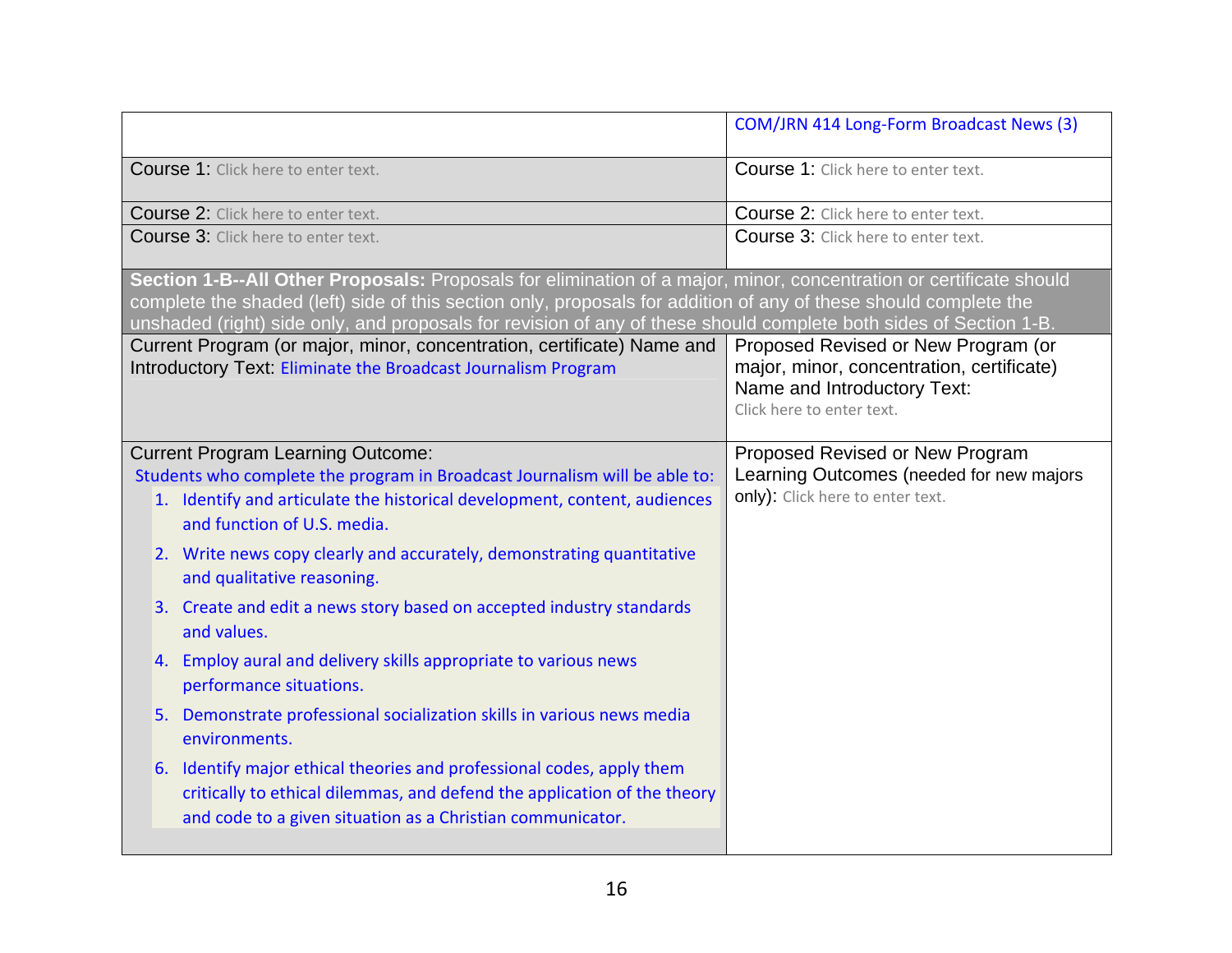| | COM/JRN 414 Long-Form Broadcast News (3) |
|---|---|
| Course 1: Click here to enter text. | Course 1: Click here to enter text. |
| Course 2: Click here to enter text. | Course 2: Click here to enter text. |
| Course 3: Click here to enter text. | Course 3: Click here to enter text. |

**Section 1-B--All Other Proposals:** Proposals for elimination of a major, minor, concentration or certificate should complete the shaded (left) side of this section only, proposals for addition of any of these should complete the unshaded (right) side only, and proposals for revision of any of these should complete both sides of Section 1-B.

| Current Program (or major, minor, concentration, certificate) Name and Introductory Text: Eliminate the Broadcast Journalism Program | Proposed Revised or New Program (or major, minor, concentration, certificate) Name and Introductory Text: Click here to enter text. |
|---|---|
| Current Program Learning Outcome: Students who complete the program in Broadcast Journalism will be able to: 1. Identify and articulate the historical development, content, audiences and function of U.S. media. 2. Write news copy clearly and accurately, demonstrating quantitative and qualitative reasoning. 3. Create and edit a news story based on accepted industry standards and values. 4. Employ aural and delivery skills appropriate to various news performance situations. 5. Demonstrate professional socialization skills in various news media environments. 6. Identify major ethical theories and professional codes, apply them critically to ethical dilemmas, and defend the application of the theory and code to a given situation as a Christian communicator. | Proposed Revised or New Program Learning Outcomes (needed for new majors only): Click here to enter text. |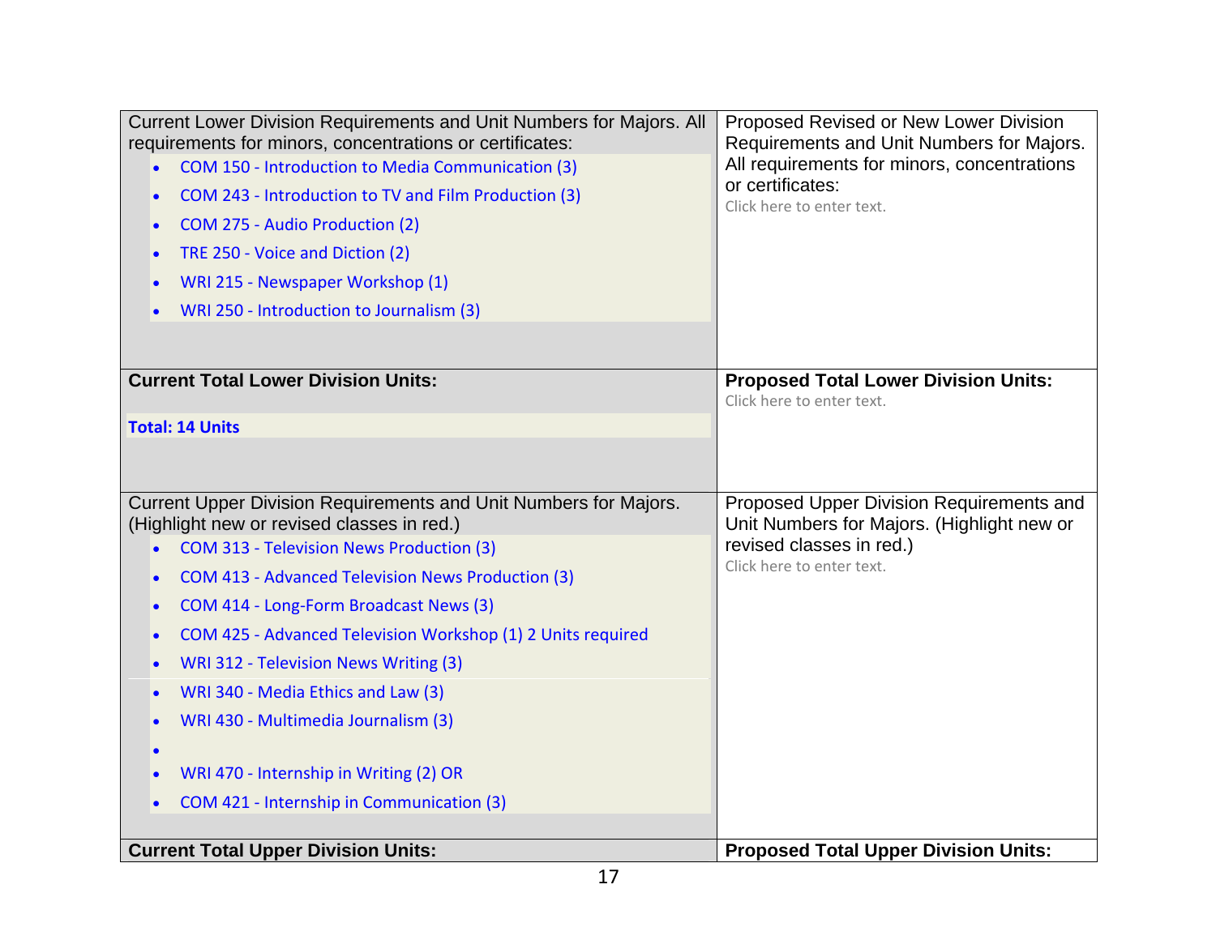| Current Lower Division Requirements and Unit Numbers for Majors. All requirements for minors, concentrations or certificates: | Proposed Revised or New Lower Division Requirements and Unit Numbers for Majors. All requirements for minors, concentrations or certificates: |
|---|---|
| <ul><li>COM 150 - Introduction to Media Communication (3)</li><li>COM 243 - Introduction to TV and Film Production (3)</li><li>COM 275 - Audio Production (2)</li><li>TRE 250 - Voice and Diction (2)</li><li>WRI 215 - Newspaper Workshop (1)</li><li>WRI 250 - Introduction to Journalism (3)</li></ul> | Click here to enter text. |
| **Current Total Lower Division Units:** | **Proposed Total Lower Division Units:** |
| **Total: 14 Units** | Click here to enter text. |
| Current Upper Division Requirements and Unit Numbers for Majors. (Highlight new or revised classes in red.) | Proposed Upper Division Requirements and Unit Numbers for Majors. (Highlight new or revised classes in red.) |
| <ul><li>COM 313 - Television News Production (3)</li><li>COM 413 - Advanced Television News Production (3)</li><li>COM 414 - Long-Form Broadcast News (3)</li><li>COM 425 - Advanced Television Workshop (1) 2 Units required</li><li>WRI 312 - Television News Writing (3)</li><li>WRI 340 - Media Ethics and Law (3)</li><li>WRI 430 - Multimedia Journalism (3)</li><li></li><li>WRI 470 - Internship in Writing (2) OR</li><li>COM 421 - Internship in Communication (3)</li></ul> | Click here to enter text. |
| **Current Total Upper Division Units:** | **Proposed Total Upper Division Units:** |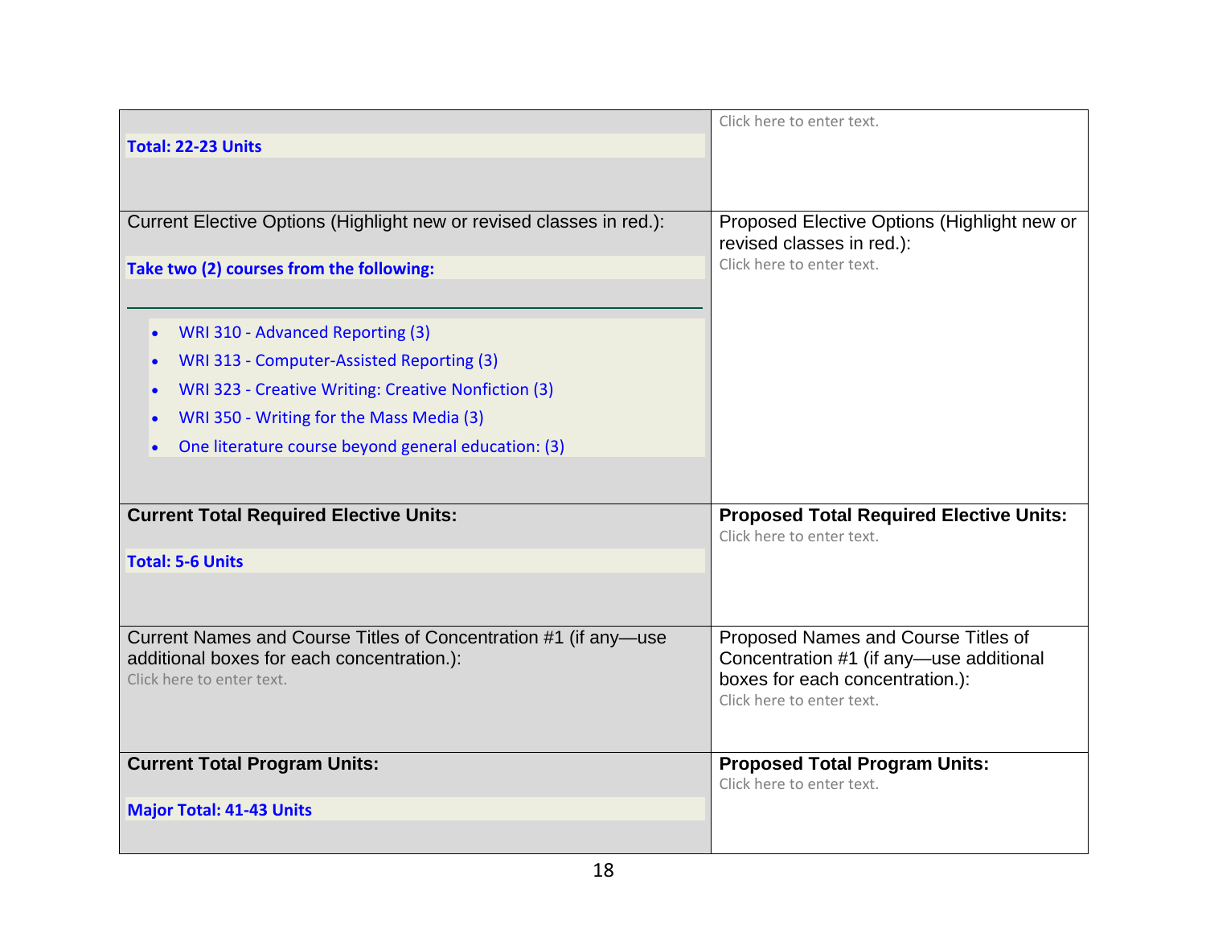| | |
|---|---|
| **Total: 22-23 Units** | Click here to enter text. |
| Current Elective Options (Highlight new or revised classes in red.):<br><br>**Take two (2) courses from the following:**<br><br>• WRI 310 - Advanced Reporting (3)<br>• WRI 313 - Computer-Assisted Reporting (3)<br>• WRI 323 - Creative Writing: Creative Nonfiction (3)<br>• WRI 350 - Writing for the Mass Media (3)<br>• One literature course beyond general education: (3) | Proposed Elective Options (Highlight new or revised classes in red.):<br>Click here to enter text. |
| **Current Total Required Elective Units:**<br><br>**Total: 5-6 Units** | **Proposed Total Required Elective Units:**<br>Click here to enter text. |
| Current Names and Course Titles of Concentration #1 (if any—use additional boxes for each concentration.):<br>Click here to enter text. | Proposed Names and Course Titles of Concentration #1 (if any—use additional boxes for each concentration.):<br>Click here to enter text. |
| **Current Total Program Units:**<br><br>**Major Total: 41-43 Units** | **Proposed Total Program Units:**<br>Click here to enter text. |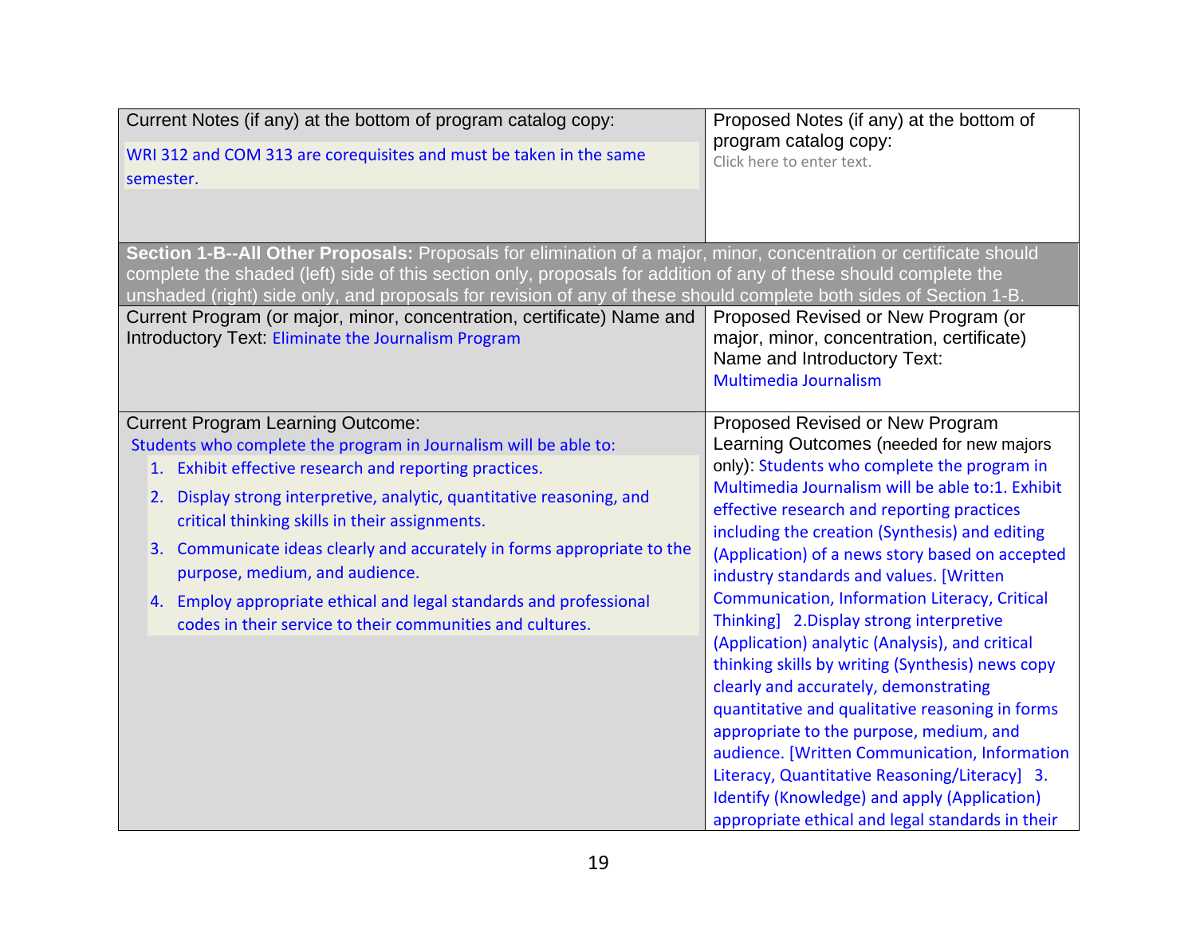| Current Notes (if any) at the bottom of program catalog copy: | Proposed Notes (if any) at the bottom of program catalog copy: |
| --- | --- |
| WRI 312 and COM 313 are corequisites and must be taken in the same semester. | Click here to enter text. |

**Section 1-B--All Other Proposals:** Proposals for elimination of a major, minor, concentration or certificate should complete the shaded (left) side of this section only, proposals for addition of any of these should complete the unshaded (right) side only, and proposals for revision of any of these should complete both sides of Section 1-B.

| Current Program (or major, minor, concentration, certificate) Name and Introductory Text: | Proposed Revised or New Program (or major, minor, concentration, certificate) Name and Introductory Text: |
| --- | --- |
| Eliminate the Journalism Program | Multimedia Journalism |
| **Current Program Learning Outcome:** | **Proposed Revised or New Program Learning Outcomes** (needed for new majors only): |
| Students who complete the program in Journalism will be able to:<br>1. Exhibit effective research and reporting practices.<br>2. Display strong interpretive, analytic, quantitative reasoning, and critical thinking skills in their assignments.<br>3. Communicate ideas clearly and accurately in forms appropriate to the purpose, medium, and audience.<br>4. Employ appropriate ethical and legal standards and professional codes in their service to their communities and cultures. | Students who complete the program in Multimedia Journalism will be able to:1. Exhibit effective research and reporting practices including the creation (Synthesis) and editing (Application) of a news story based on accepted industry standards and values. [Written Communication, Information Literacy, Critical Thinking] 2.Display strong interpretive (Application) analytic (Analysis), and critical thinking skills by writing (Synthesis) news copy clearly and accurately, demonstrating quantitative and qualitative reasoning in forms appropriate to the purpose, medium, and audience. [Written Communication, Information Literacy, Quantitative Reasoning/Literacy] 3. Identify (Knowledge) and apply (Application) appropriate ethical and legal standards in their |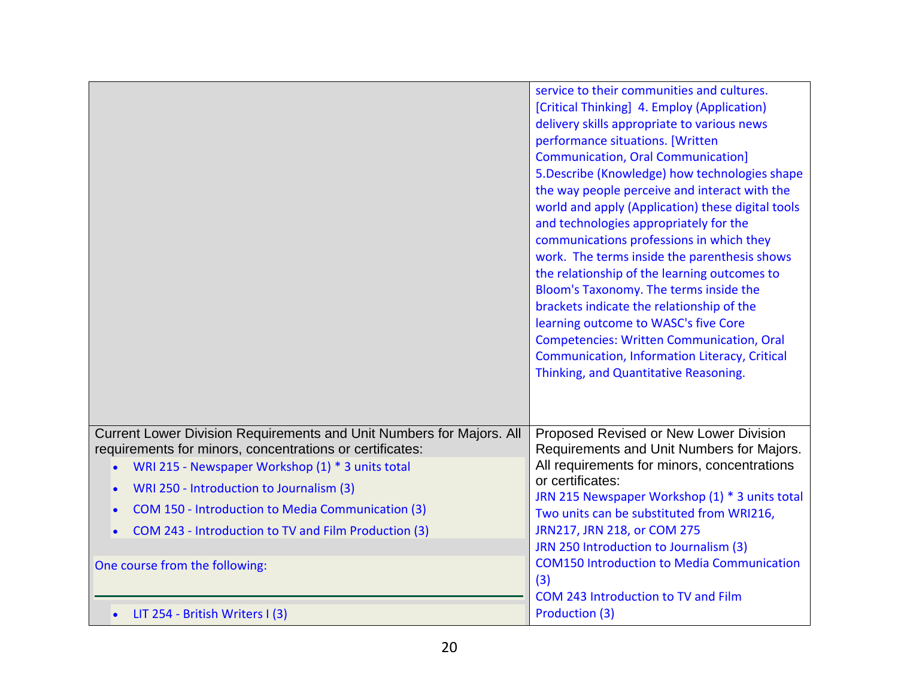| | |
|---|---|
| | service to their communities and cultures. [Critical Thinking] 4. Employ (Application) delivery skills appropriate to various news performance situations. [Written Communication, Oral Communication] 5.Describe (Knowledge) how technologies shape the way people perceive and interact with the world and apply (Application) these digital tools and technologies appropriately for the communications professions in which they work. The terms inside the parenthesis shows the relationship of the learning outcomes to Bloom's Taxonomy. The terms inside the brackets indicate the relationship of the learning outcome to WASC's five Core Competencies: Written Communication, Oral Communication, Information Literacy, Critical Thinking, and Quantitative Reasoning. |
| Current Lower Division Requirements and Unit Numbers for Majors. All requirements for minors, concentrations or certificates:<br>• WRI 215 - Newspaper Workshop (1) * 3 units total<br>• WRI 250 - Introduction to Journalism (3)<br>• COM 150 - Introduction to Media Communication (3)<br>• COM 243 - Introduction to TV and Film Production (3)<br><br>One course from the following:<br><br>• LIT 254 - British Writers I (3) | Proposed Revised or New Lower Division Requirements and Unit Numbers for Majors. All requirements for minors, concentrations or certificates:<br>JRN 215 Newspaper Workshop (1) * 3 units total Two units can be substituted from WRI216, JRN217, JRN 218, or COM 275<br>JRN 250 Introduction to Journalism (3)<br>COM150 Introduction to Media Communication (3)<br>COM 243 Introduction to TV and Film Production (3) |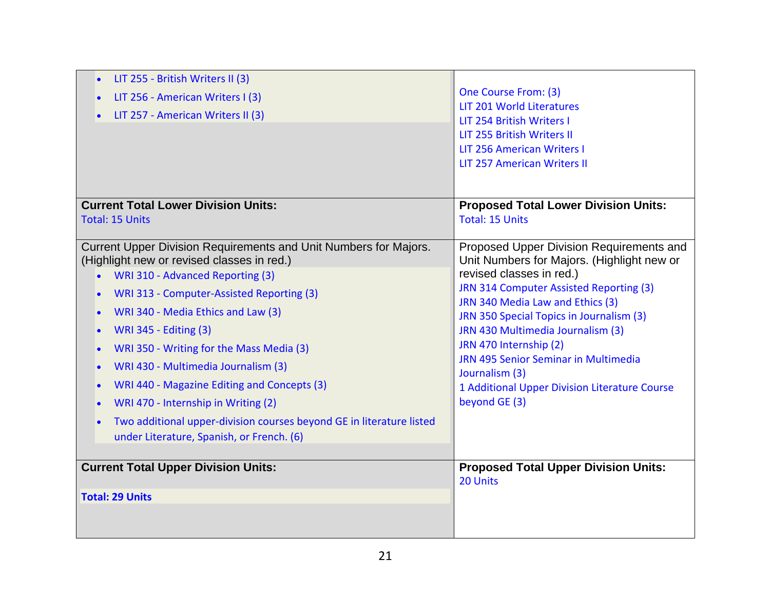| | |
|---|---|
| • LIT 255 - British Writers II (3)<br>• LIT 256 - American Writers I (3)<br>• LIT 257 - American Writers II (3) | One Course From: (3)<br>LIT 201 World Literatures<br>LIT 254 British Writers I<br>LIT 255 British Writers II<br>LIT 256 American Writers I<br>LIT 257 American Writers II |
| **Current Total Lower Division Units:**<br>Total: 15 Units | **Proposed Total Lower Division Units:**<br>Total: 15 Units |
| Current Upper Division Requirements and Unit Numbers for Majors. (Highlight new or revised classes in red.)<br>• WRI 310 - Advanced Reporting (3)<br>• WRI 313 - Computer-Assisted Reporting (3)<br>• WRI 340 - Media Ethics and Law (3)<br>• WRI 345 - Editing (3)<br>• WRI 350 - Writing for the Mass Media (3)<br>• WRI 430 - Multimedia Journalism (3)<br>• WRI 440 - Magazine Editing and Concepts (3)<br>• WRI 470 - Internship in Writing (2)<br>• Two additional upper-division courses beyond GE in literature listed under Literature, Spanish, or French. (6) | Proposed Upper Division Requirements and Unit Numbers for Majors. (Highlight new or revised classes in red.)<br>JRN 314 Computer Assisted Reporting (3)<br>JRN 340 Media Law and Ethics (3)<br>JRN 350 Special Topics in Journalism (3)<br>JRN 430 Multimedia Journalism (3)<br>JRN 470 Internship (2)<br>JRN 495 Senior Seminar in Multimedia Journalism (3)<br>1 Additional Upper Division Literature Course beyond GE (3) |
| **Current Total Upper Division Units:**<br>**Total: 29 Units** | **Proposed Total Upper Division Units:**<br>20 Units |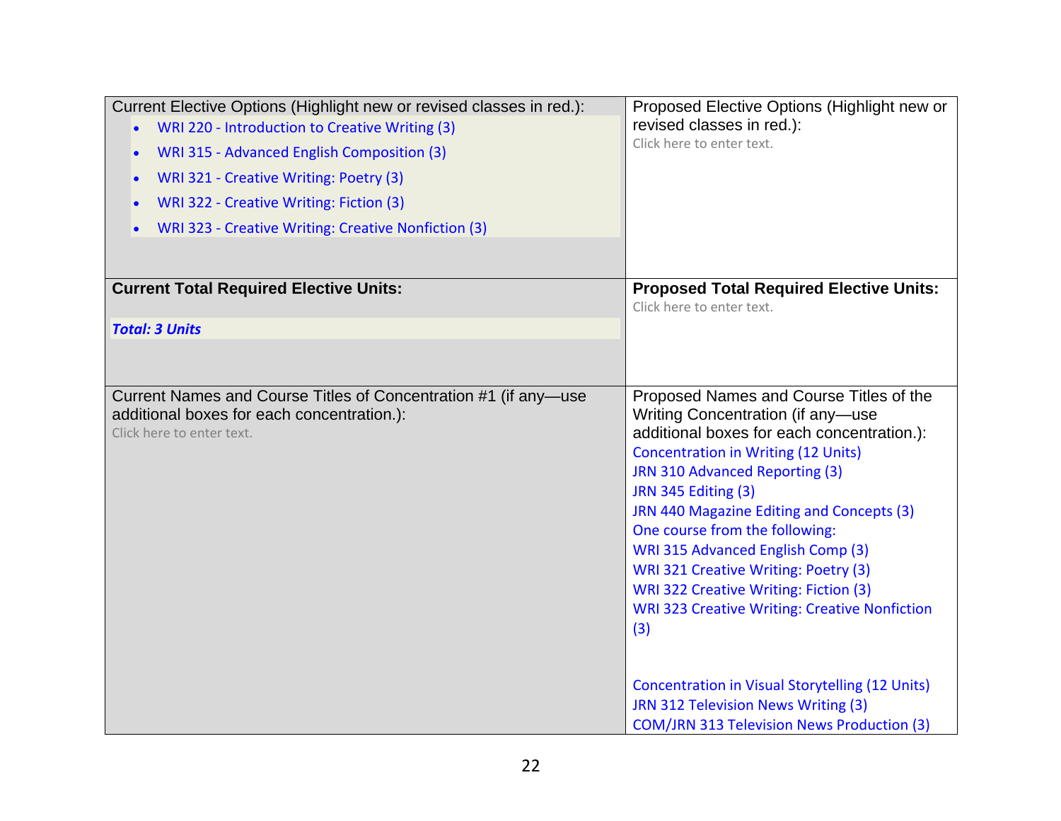| Current Elective Options (Highlight new or revised classes in red.): | Proposed Elective Options (Highlight new or revised classes in red.): |
|---|---|
| • WRI 220 - Introduction to Creative Writing (3)<br>• WRI 315 - Advanced English Composition (3)<br>• WRI 321 - Creative Writing: Poetry (3)<br>• WRI 322 - Creative Writing: Fiction (3)<br>• WRI 323 - Creative Writing: Creative Nonfiction (3) | Click here to enter text. |
| **Current Total Required Elective Units:**<br><br>***Total: 3 Units*** | **Proposed Total Required Elective Units:**<br>Click here to enter text. |
| Current Names and Course Titles of Concentration #1 (if any—use additional boxes for each concentration.):<br>Click here to enter text. | Proposed Names and Course Titles of the Writing Concentration (if any—use additional boxes for each concentration.):<br>Concentration in Writing (12 Units)<br>JRN 310 Advanced Reporting (3)<br>JRN 345 Editing (3)<br>JRN 440 Magazine Editing and Concepts (3)<br>One course from the following:<br>WRI 315 Advanced English Comp (3)<br>WRI 321 Creative Writing: Poetry (3)<br>WRI 322 Creative Writing: Fiction (3)<br>WRI 323 Creative Writing: Creative Nonfiction (3)<br><br>Concentration in Visual Storytelling (12 Units)<br>JRN 312 Television News Writing (3)<br>COM/JRN 313 Television News Production (3) |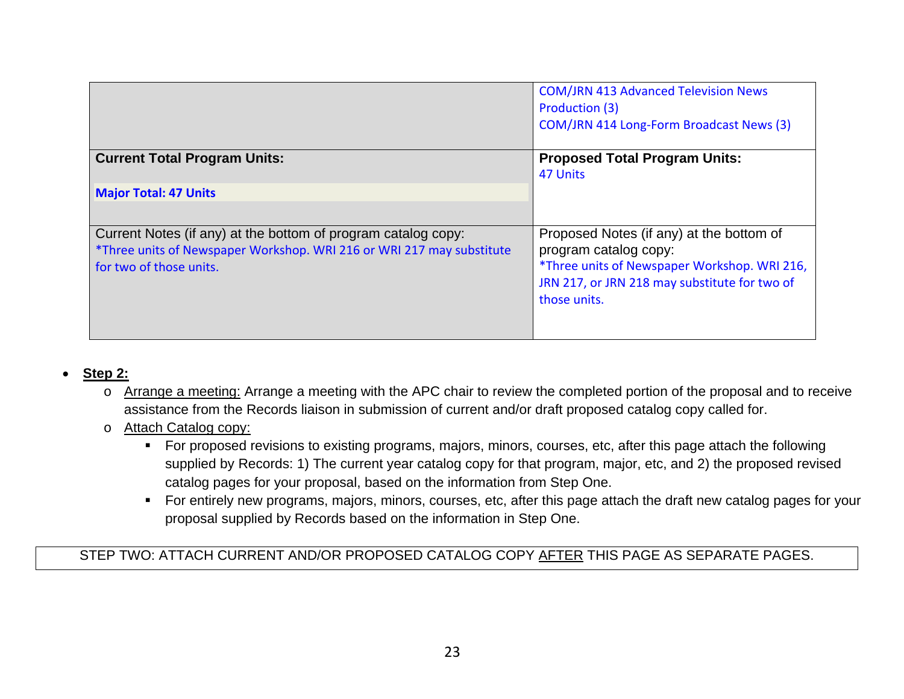| | |
|---|---|
| | COM/JRN 413 Advanced Television News Production (3)<br>COM/JRN 414 Long-Form Broadcast News (3) |
| **Current Total Program Units:**<br><br>**Major Total: 47 Units** | **Proposed Total Program Units:**<br>47 Units |
| Current Notes (if any) at the bottom of program catalog copy:<br>*Three units of Newspaper Workshop. WRI 216 or WRI 217 may substitute for two of those units. | Proposed Notes (if any) at the bottom of program catalog copy:<br>*Three units of Newspaper Workshop. WRI 216, JRN 217, or JRN 218 may substitute for two of those units. |

- **Step 2:**
  - Arrange a meeting: Arrange a meeting with the APC chair to review the completed portion of the proposal and to receive assistance from the Records liaison in submission of current and/or draft proposed catalog copy called for.
  - Attach Catalog copy:
    - For proposed revisions to existing programs, majors, minors, courses, etc, after this page attach the following supplied by Records: 1) The current year catalog copy for that program, major, etc, and 2) the proposed revised catalog pages for your proposal, based on the information from Step One.
    - For entirely new programs, majors, minors, courses, etc, after this page attach the draft new catalog pages for your proposal supplied by Records based on the information in Step One.

STEP TWO: ATTACH CURRENT AND/OR PROPOSED CATALOG COPY AFTER THIS PAGE AS SEPARATE PAGES.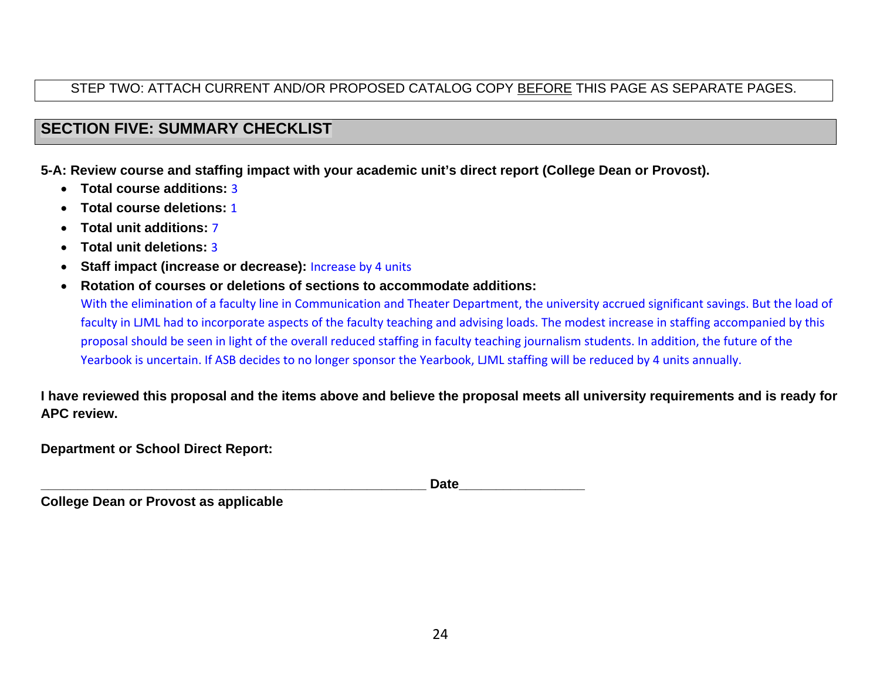STEP TWO: ATTACH CURRENT AND/OR PROPOSED CATALOG COPY BEFORE THIS PAGE AS SEPARATE PAGES.

## SECTION FIVE: SUMMARY CHECKLIST

**5-A: Review course and staffing impact with your academic unit's direct report (College Dean or Provost).**

- **Total course additions:** 3
- **Total course deletions:** 1
- **Total unit additions:** 7
- **Total unit deletions:** 3
- **Staff impact (increase or decrease):** Increase by 4 units
- **Rotation of courses or deletions of sections to accommodate additions:**
  With the elimination of a faculty line in Communication and Theater Department, the university accrued significant savings. But the load of faculty in LJML had to incorporate aspects of the faculty teaching and advising loads. The modest increase in staffing accompanied by this proposal should be seen in light of the overall reduced staffing in faculty teaching journalism students. In addition, the future of the Yearbook is uncertain. If ASB decides to no longer sponsor the Yearbook, LJML staffing will be reduced by 4 units annually.

**I have reviewed this proposal and the items above and believe the proposal meets all university requirements and is ready for APC review.**

**Department or School Direct Report:**

\_\_\_\_\_\_\_\_\_\_\_\_\_\_\_\_\_\_\_\_\_\_\_\_\_\_\_\_\_\_\_\_\_\_\_\_\_\_\_\_\_\_\_\_\_\_\_\_\_\_\_\_ **Date**\_\_\_\_\_\_\_\_\_\_\_\_\_\_\_\_\_\_
**College Dean or Provost as applicable**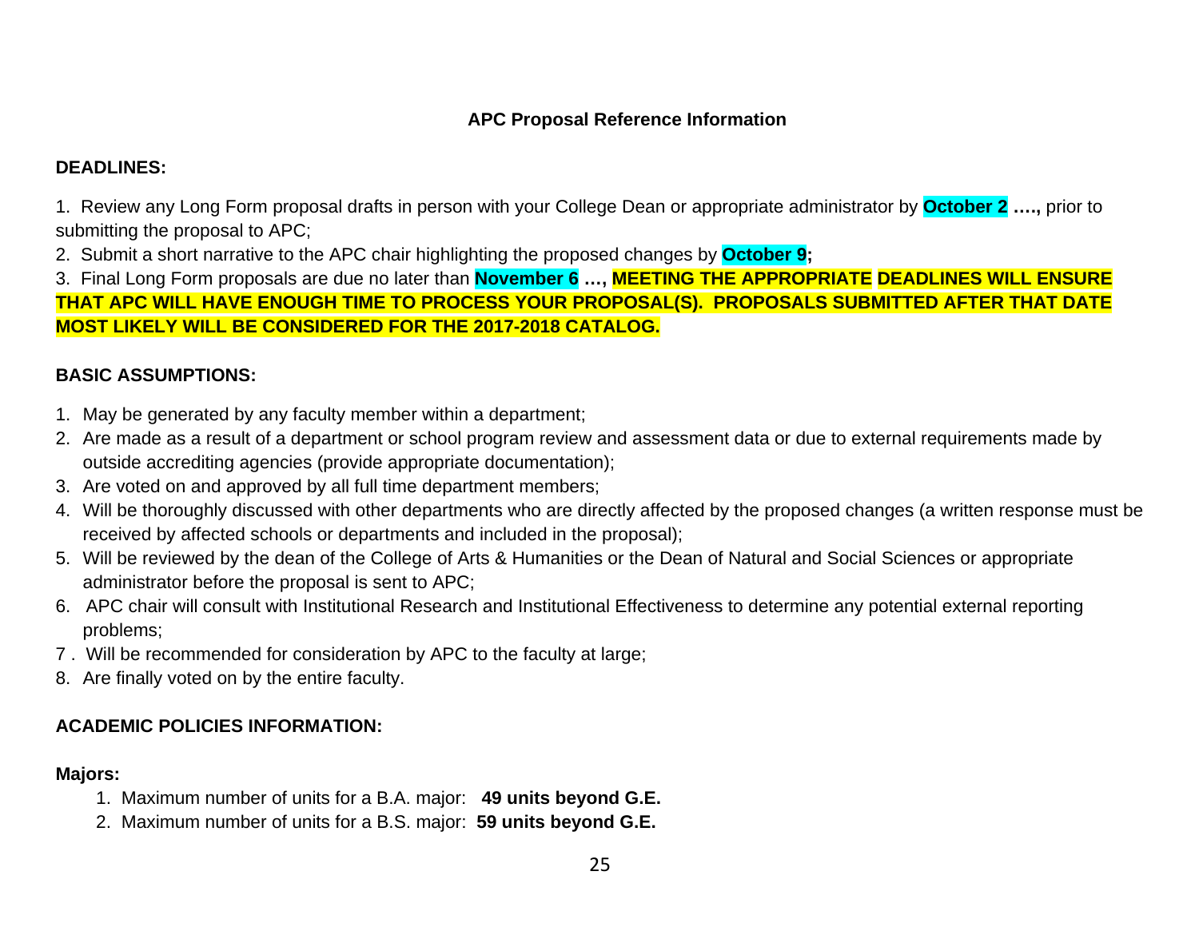## APC Proposal Reference Information

**DEADLINES:**

1. Review any Long Form proposal drafts in person with your College Dean or appropriate administrator by **October 2 ….,** prior to submitting the proposal to APC;
2. Submit a short narrative to the APC chair highlighting the proposed changes by **October 9;**
3. Final Long Form proposals are due no later than **November 6 …, MEETING THE APPROPRIATE DEADLINES WILL ENSURE THAT APC WILL HAVE ENOUGH TIME TO PROCESS YOUR PROPOSAL(S). PROPOSALS SUBMITTED AFTER THAT DATE MOST LIKELY WILL BE CONSIDERED FOR THE 2017-2018 CATALOG.**

**BASIC ASSUMPTIONS:**

1. May be generated by any faculty member within a department;
2. Are made as a result of a department or school program review and assessment data or due to external requirements made by outside accrediting agencies (provide appropriate documentation);
3. Are voted on and approved by all full time department members;
4. Will be thoroughly discussed with other departments who are directly affected by the proposed changes (a written response must be received by affected schools or departments and included in the proposal);
5. Will be reviewed by the dean of the College of Arts & Humanities or the Dean of Natural and Social Sciences or appropriate administrator before the proposal is sent to APC;
6. APC chair will consult with Institutional Research and Institutional Effectiveness to determine any potential external reporting problems;
7. Will be recommended for consideration by APC to the faculty at large;
8. Are finally voted on by the entire faculty.

**ACADEMIC POLICIES INFORMATION:**

**Majors:**

1. Maximum number of units for a B.A. major: **49 units beyond G.E.**
2. Maximum number of units for a B.S. major: **59 units beyond G.E.**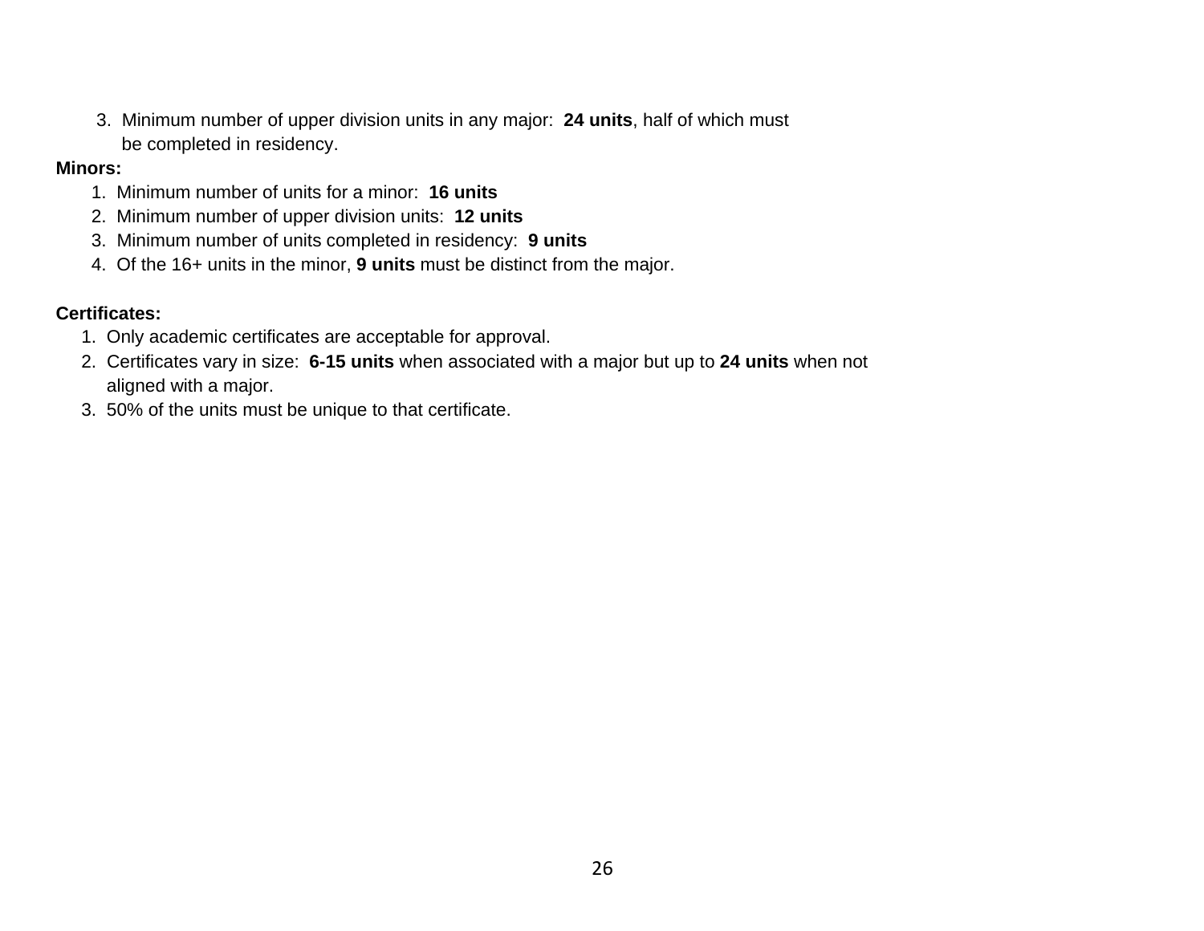3. Minimum number of upper division units in any major: **24 units**, half of which must be completed in residency.

**Minors:**

1. Minimum number of units for a minor: **16 units**
2. Minimum number of upper division units: **12 units**
3. Minimum number of units completed in residency: **9 units**
4. Of the 16+ units in the minor, **9 units** must be distinct from the major.

**Certificates:**

1. Only academic certificates are acceptable for approval.
2. Certificates vary in size: **6-15 units** when associated with a major but up to **24 units** when not aligned with a major.
3. 50% of the units must be unique to that certificate.